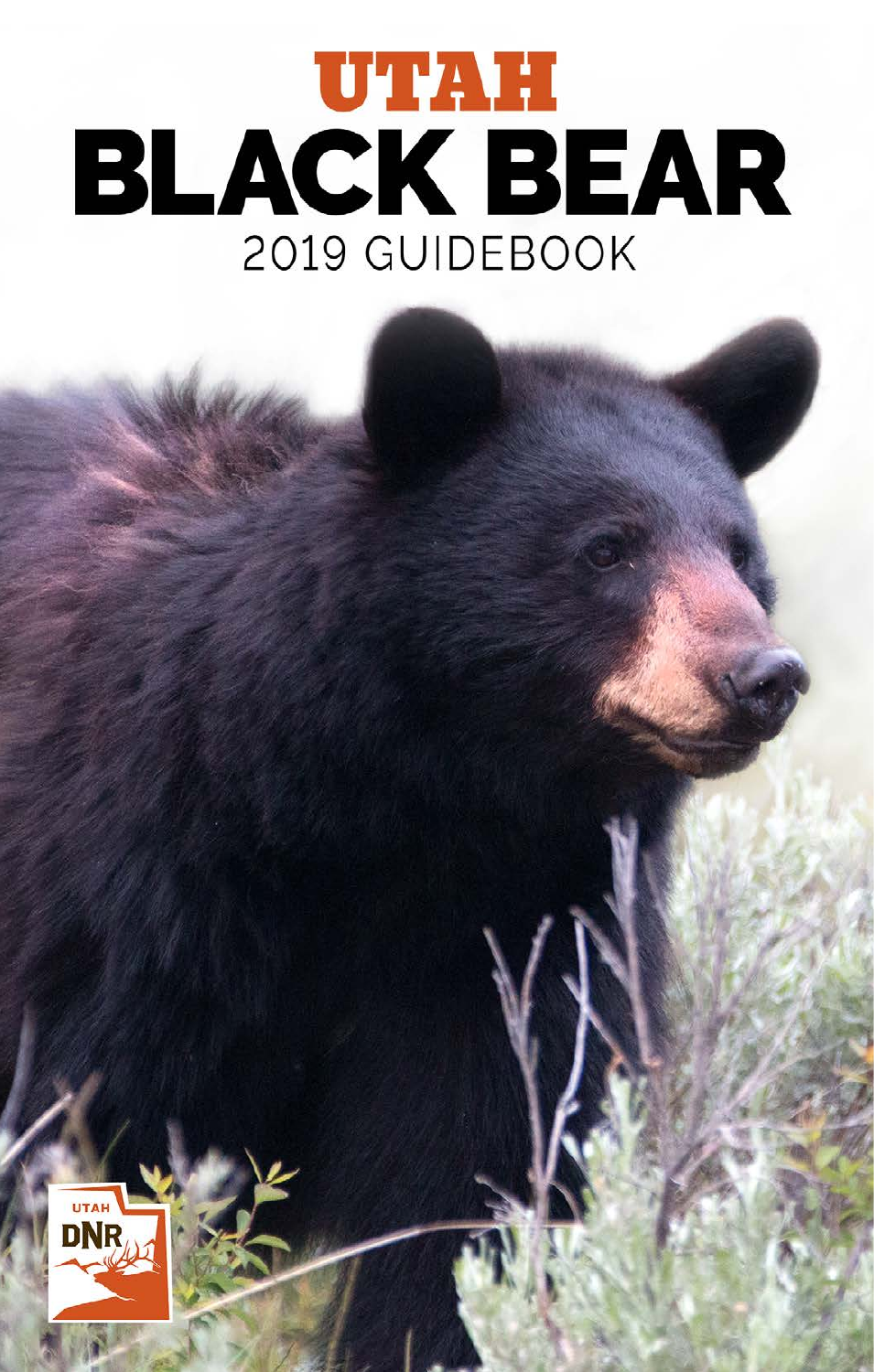# UTAH BLACK BEAR

## 2019 GUIDEBOOK

UTAH DNR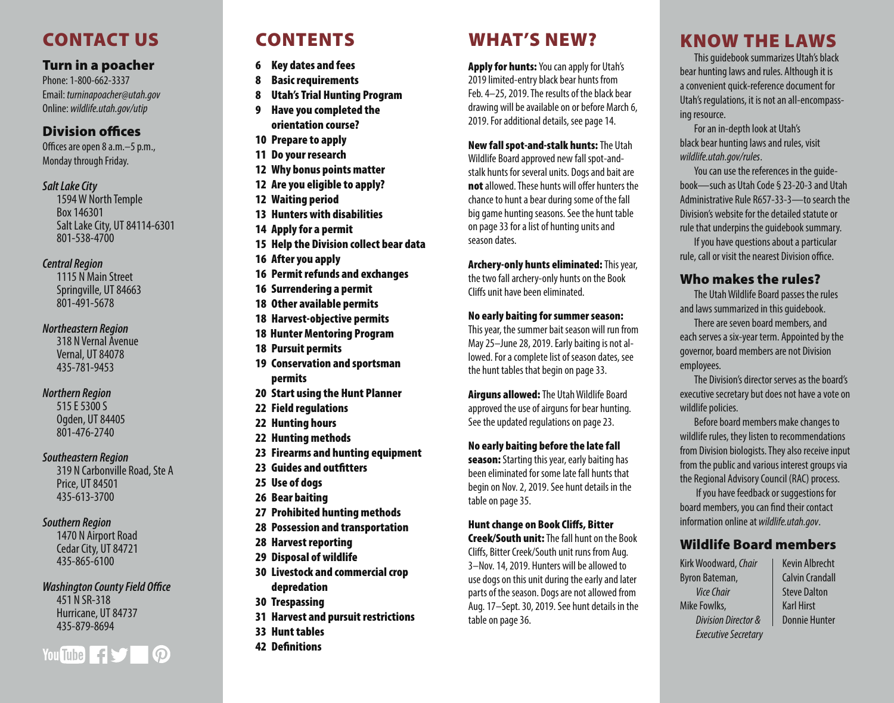## CONTACT US

### Turn in a poacher

Phone: 1-800-662-3337
Email: *turninapoacher@utah.gov*
Online: *wildlife.utah.gov/utip*

### Division offices

Offices are open 8 a.m.–5 p.m., Monday through Friday.

*Salt Lake City*
1594 W North Temple
Box 146301
Salt Lake City, UT 84114-6301
801-538-4700

*Central Region*
1115 N Main Street
Springville, UT 84663
801-491-5678

*Northeastern Region*
318 N Vernal Avenue
Vernal, UT 84078
435-781-9453

*Northern Region*
515 E 5300 S
Ogden, UT 84405
801-476-2740

*Southeastern Region*
319 N Carbonville Road, Ste A
Price, UT 84501
435-613-3700

*Southern Region*
1470 N Airport Road
Cedar City, UT 84721
435-865-6100

*Washington County Field Office*
451 N SR-318
Hurricane, UT 84737
435-879-8694

## CONTENTS

- 6 **Key dates and fees**
- 8 **Basic requirements**
- 8 **Utah's Trial Hunting Program**
- 9 **Have you completed the orientation course?**
- 10 **Prepare to apply**
- 11 **Do your research**
- 12 **Why bonus points matter**
- 12 **Are you eligible to apply?**
- 12 **Waiting period**
- 13 **Hunters with disabilities**
- 14 **Apply for a permit**
- 15 **Help the Division collect bear data**
- 16 **After you apply**
- 16 **Permit refunds and exchanges**
- 16 **Surrendering a permit**
- 18 **Other available permits**
- 18 **Harvest-objective permits**
- 18 **Hunter Mentoring Program**
- 18 **Pursuit permits**
- 19 **Conservation and sportsman permits**
- 20 **Start using the Hunt Planner**
- 22 **Field regulations**
- 22 **Hunting hours**
- 22 **Hunting methods**
- 23 **Firearms and hunting equipment**
- 23 **Guides and outfitters**
- 25 **Use of dogs**
- 26 **Bear baiting**
- 27 **Prohibited hunting methods**
- 28 **Possession and transportation**
- 28 **Harvest reporting**
- 29 **Disposal of wildlife**
- 30 **Livestock and commercial crop depredation**
- 30 **Trespassing**
- 31 **Harvest and pursuit restrictions**
- 33 **Hunt tables**
- 42 **Definitions**

## WHAT'S NEW?

**Apply for hunts:** You can apply for Utah's 2019 limited-entry black bear hunts from Feb. 4–25, 2019. The results of the black bear drawing will be available on or before March 6, 2019. For additional details, see page 14.

**New fall spot-and-stalk hunts:** The Utah Wildlife Board approved new fall spot-and-stalk hunts for several units. Dogs and bait are **not** allowed. These hunts will offer hunters the chance to hunt a bear during some of the fall big game hunting seasons. See the hunt table on page 33 for a list of hunting units and season dates.

**Archery-only hunts eliminated:** This year, the two fall archery-only hunts on the Book Cliffs unit have been eliminated.

**No early baiting for summer season:** This year, the summer bait season will run from May 25–June 28, 2019. Early baiting is not allowed. For a complete list of season dates, see the hunt tables that begin on page 33.

**Airguns allowed:** The Utah Wildlife Board approved the use of airguns for bear hunting. See the updated regulations on page 23.

**No early baiting before the late fall season:** Starting this year, early baiting has been eliminated for some late fall hunts that begin on Nov. 2, 2019. See hunt details in the table on page 35.

**Hunt change on Book Cliffs, Bitter Creek/South unit:** The fall hunt on the Book Cliffs, Bitter Creek/South unit runs from Aug. 3–Nov. 14, 2019. Hunters will be allowed to use dogs on this unit during the early and later parts of the season. Dogs are not allowed from Aug. 17–Sept. 30, 2019. See hunt details in the table on page 36.

## KNOW THE LAWS

This guidebook summarizes Utah's black bear hunting laws and rules. Although it is a convenient quick-reference document for Utah's regulations, it is not an all-encompassing resource.

For an in-depth look at Utah's black bear hunting laws and rules, visit *wildlife.utah.gov/rules*.

You can use the references in the guidebook—such as Utah Code § 23-20-3 and Utah Administrative Rule R657-33-3—to search the Division's website for the detailed statute or rule that underpins the guidebook summary.

If you have questions about a particular rule, call or visit the nearest Division office.

### Who makes the rules?

The Utah Wildlife Board passes the rules and laws summarized in this guidebook.

There are seven board members, and each serves a six-year term. Appointed by the governor, board members are not Division employees.

The Division's director serves as the board's executive secretary but does not have a vote on wildlife policies.

Before board members make changes to wildlife rules, they listen to recommendations from Division biologists. They also receive input from the public and various interest groups via the Regional Advisory Council (RAC) process.

If you have feedback or suggestions for board members, you can find their contact information online at *wildlife.utah.gov*.

### Wildlife Board members

Kirk Woodward, *Chair*
Byron Bateman, *Vice Chair*
Mike Fowlks, *Division Director & Executive Secretary*
Kevin Albrecht
Calvin Crandall
Steve Dalton
Karl Hirst
Donnie Hunter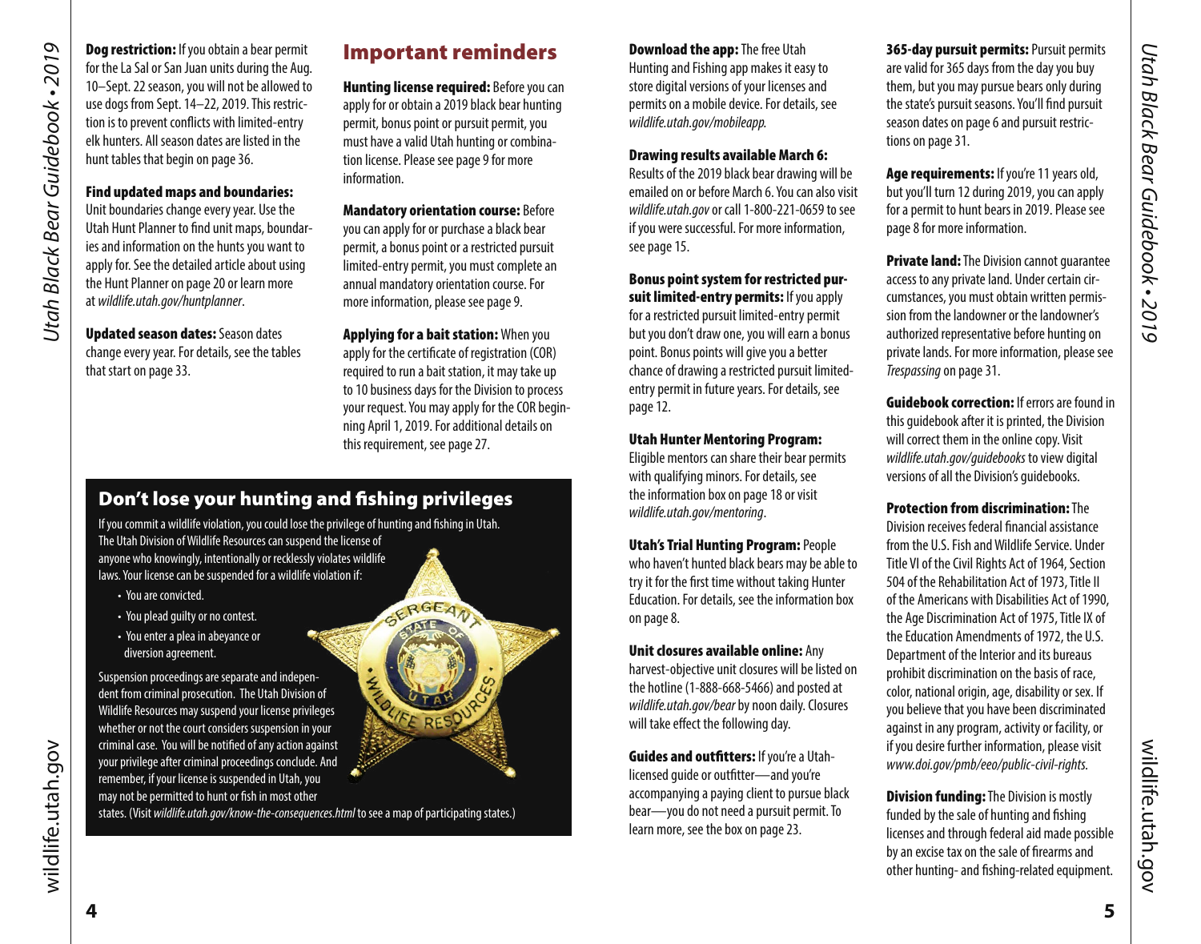**Dog restriction:** If you obtain a bear permit for the La Sal or San Juan units during the Aug. 10–Sept. 22 season, you will not be allowed to use dogs from Sept. 14–22, 2019. This restriction is to prevent conflicts with limited-entry elk hunters. All season dates are listed in the hunt tables that begin on page 36.

**Find updated maps and boundaries:** Unit boundaries change every year. Use the Utah Hunt Planner to find unit maps, boundaries and information on the hunts you want to apply for. See the detailed article about using the Hunt Planner on page 20 or learn more at *wildlife.utah.gov/huntplanner*.

**Updated season dates:** Season dates change every year. For details, see the tables that start on page 33.

## Important reminders

**Hunting license required:** Before you can apply for or obtain a 2019 black bear hunting permit, bonus point or pursuit permit, you must have a valid Utah hunting or combination license. Please see page 9 for more information.

**Mandatory orientation course:** Before you can apply for or purchase a black bear permit, a bonus point or a restricted pursuit limited-entry permit, you must complete an annual mandatory orientation course. For more information, please see page 9.

**Applying for a bait station:** When you apply for the certificate of registration (COR) required to run a bait station, it may take up to 10 business days for the Division to process your request. You may apply for the COR beginning April 1, 2019. For additional details on this requirement, see page 27.

### Don't lose your hunting and fishing privileges

If you commit a wildlife violation, you could lose the privilege of hunting and fishing in Utah. The Utah Division of Wildlife Resources can suspend the license of anyone who knowingly, intentionally or recklessly violates wildlife laws. Your license can be suspended for a wildlife violation if:

- You are convicted.
- You plead guilty or no contest.
- You enter a plea in abeyance or diversion agreement.

Suspension proceedings are separate and independent from criminal prosecution. The Utah Division of Wildlife Resources may suspend your license privileges whether or not the court considers suspension in your criminal case. You will be notified of any action against your privilege after criminal proceedings conclude. And remember, if your license is suspended in Utah, you may not be permitted to hunt or fish in most other states. (Visit *wildlife.utah.gov/know-the-consequences.html* to see a map of participating states.)

**Download the app:** The free Utah Hunting and Fishing app makes it easy to store digital versions of your licenses and permits on a mobile device. For details, see *wildlife.utah.gov/mobileapp.*

**Drawing results available March 6:** Results of the 2019 black bear drawing will be emailed on or before March 6. You can also visit *wildlife.utah.gov* or call 1-800-221-0659 to see if you were successful. For more information, see page 15.

**Bonus point system for restricted pursuit limited-entry permits:** If you apply for a restricted pursuit limited-entry permit but you don't draw one, you will earn a bonus point. Bonus points will give you a better chance of drawing a restricted pursuit limited-entry permit in future years. For details, see page 12.

**Utah Hunter Mentoring Program:** Eligible mentors can share their bear permits with qualifying minors. For details, see the information box on page 18 or visit *wildlife.utah.gov/mentoring*.

**Utah's Trial Hunting Program:** People who haven't hunted black bears may be able to try it for the first time without taking Hunter Education. For details, see the information box on page 8.

**Unit closures available online:** Any harvest-objective unit closures will be listed on the hotline (1-888-668-5466) and posted at *wildlife.utah.gov/bear* by noon daily. Closures will take effect the following day.

**Guides and outfitters:** If you're a Utah-licensed guide or outfitter—and you're accompanying a paying client to pursue black bear—you do not need a pursuit permit. To learn more, see the box on page 23.

**365-day pursuit permits:** Pursuit permits are valid for 365 days from the day you buy them, but you may pursue bears only during the state's pursuit seasons. You'll find pursuit season dates on page 6 and pursuit restrictions on page 31.

**Age requirements:** If you're 11 years old, but you'll turn 12 during 2019, you can apply for a permit to hunt bears in 2019. Please see page 8 for more information.

**Private land:** The Division cannot guarantee access to any private land. Under certain circumstances, you must obtain written permission from the landowner or the landowner's authorized representative before hunting on private lands. For more information, please see *Trespassing* on page 31.

**Guidebook correction:** If errors are found in this guidebook after it is printed, the Division will correct them in the online copy. Visit *wildlife.utah.gov/guidebooks* to view digital versions of all the Division's guidebooks.

**Protection from discrimination:** The Division receives federal financial assistance from the U.S. Fish and Wildlife Service. Under Title VI of the Civil Rights Act of 1964, Section 504 of the Rehabilitation Act of 1973, Title II of the Americans with Disabilities Act of 1990, the Age Discrimination Act of 1975, Title IX of the Education Amendments of 1972, the U.S. Department of the Interior and its bureaus prohibit discrimination on the basis of race, color, national origin, age, disability or sex. If you believe that you have been discriminated against in any program, activity or facility, or if you desire further information, please visit *www.doi.gov/pmb/eeo/public-civil-rights.*

**Division funding:** The Division is mostly funded by the sale of hunting and fishing licenses and through federal aid made possible by an excise tax on the sale of firearms and other hunting- and fishing-related equipment.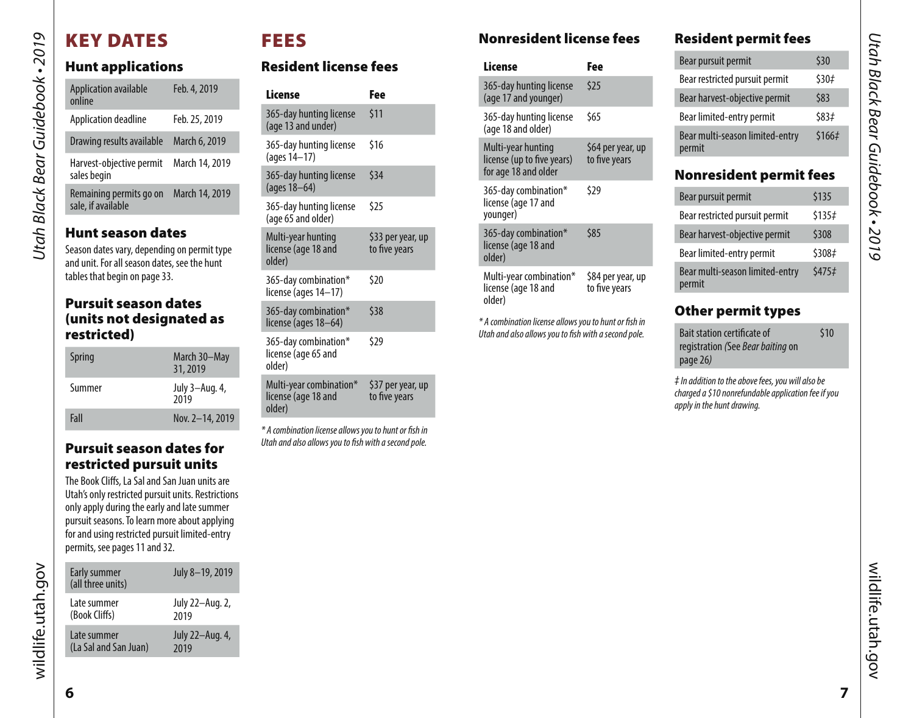# KEY DATES

## Hunt applications

| | |
|---|---|
| Application available online | Feb. 4, 2019 |
| Application deadline | Feb. 25, 2019 |
| Drawing results available | March 6, 2019 |
| Harvest-objective permit sales begin | March 14, 2019 |
| Remaining permits go on sale, if available | March 14, 2019 |

## Hunt season dates

Season dates vary, depending on permit type and unit. For all season dates, see the hunt tables that begin on page 33.

## Pursuit season dates (units not designated as restricted)

| | |
|---|---|
| Spring | March 30–May 31, 2019 |
| Summer | July 3–Aug. 4, 2019 |
| Fall | Nov. 2–14, 2019 |

## Pursuit season dates for restricted pursuit units

The Book Cliffs, La Sal and San Juan units are Utah's only restricted pursuit units. Restrictions only apply during the early and late summer pursuit seasons. To learn more about applying for and using restricted pursuit limited-entry permits, see pages 11 and 32.

| | |
|---|---|
| Early summer (all three units) | July 8–19, 2019 |
| Late summer (Book Cliffs) | July 22–Aug. 2, 2019 |
| Late summer (La Sal and San Juan) | July 22–Aug. 4, 2019 |

# FEES

## Resident license fees

| License | Fee |
|---|---|
| 365-day hunting license (age 13 and under) | $11 |
| 365-day hunting license (ages 14–17) | $16 |
| 365-day hunting license (ages 18–64) | $34 |
| 365-day hunting license (age 65 and older) | $25 |
| Multi-year hunting license (age 18 and older) | $33 per year, up to five years |
| 365-day combination* license (ages 14–17) | $20 |
| 365-day combination* license (ages 18–64) | $38 |
| 365-day combination* license (age 65 and older) | $29 |
| Multi-year combination* license (age 18 and older) | $37 per year, up to five years |

*\* A combination license allows you to hunt or fish in Utah and also allows you to fish with a second pole.*

## Nonresident license fees

| License | Fee |
|---|---|
| 365-day hunting license (age 17 and younger) | $25 |
| 365-day hunting license (age 18 and older) | $65 |
| Multi-year hunting license (up to five years) for age 18 and older | $64 per year, up to five years |
| 365-day combination* license (age 17 and younger) | $29 |
| 365-day combination* license (age 18 and older) | $85 |
| Multi-year combination* license (age 18 and older) | $84 per year, up to five years |

*\* A combination license allows you to hunt or fish in Utah and also allows you to fish with a second pole.*

## Resident permit fees

| | |
|---|---|
| Bear pursuit permit | $30 |
| Bear restricted pursuit permit | $30‡ |
| Bear harvest-objective permit | $83 |
| Bear limited-entry permit | $83‡ |
| Bear multi-season limited-entry permit | $166‡ |

## Nonresident permit fees

| | |
|---|---|
| Bear pursuit permit | $135 |
| Bear restricted pursuit permit | $135‡ |
| Bear harvest-objective permit | $308 |
| Bear limited-entry permit | $308‡ |
| Bear multi-season limited-entry permit | $475‡ |

## Other permit types

| | |
|---|---|
| Bait station certificate of registration *(See Bear baiting* on page 26*)* | $10 |

*‡ In addition to the above fees, you will also be charged a $10 nonrefundable application fee if you apply in the hunt drawing.*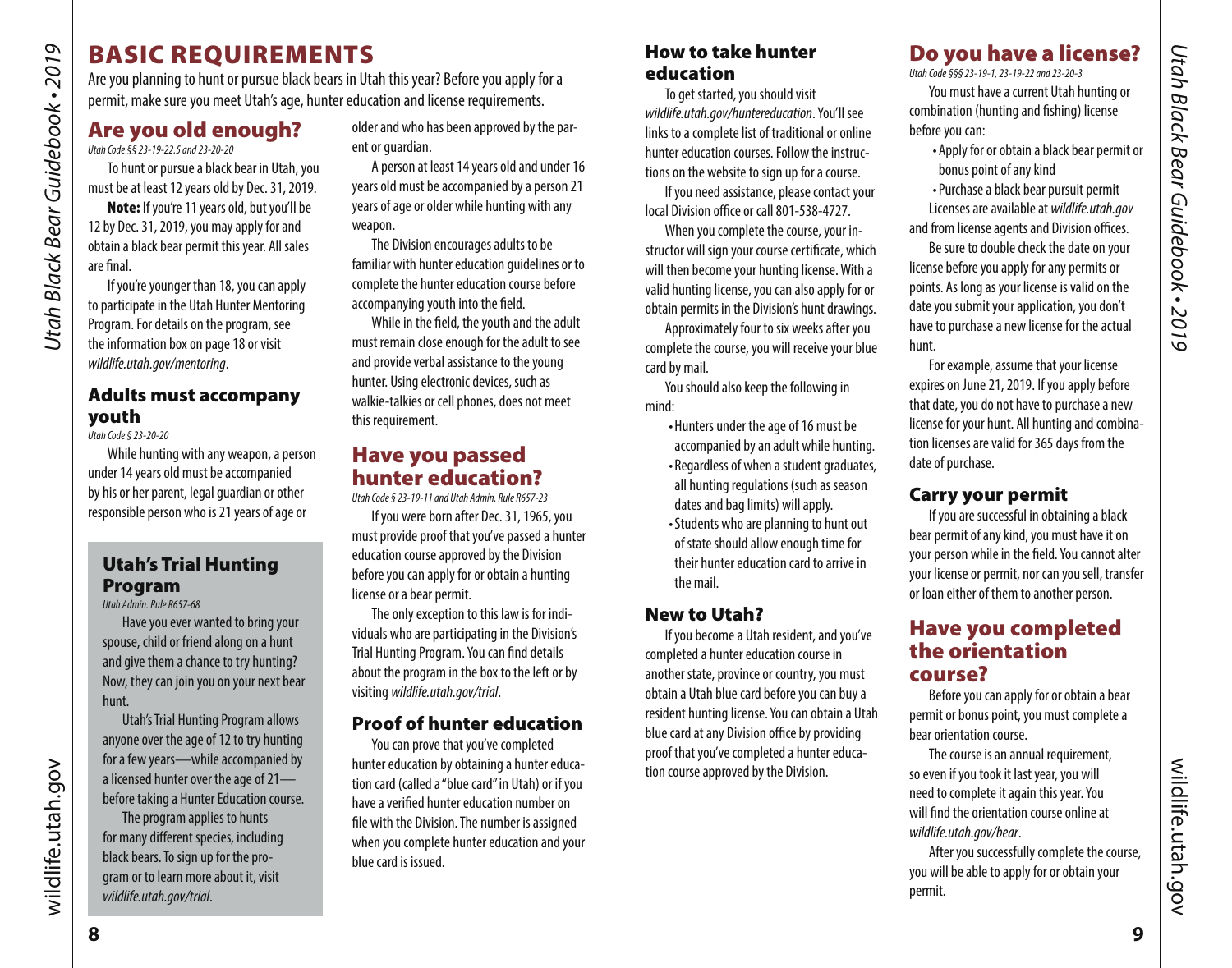# BASIC REQUIREMENTS

Are you planning to hunt or pursue black bears in Utah this year? Before you apply for a permit, make sure you meet Utah's age, hunter education and license requirements.

## Are you old enough?

*Utah Code §§ 23-19-22.5 and 23-20-20*

To hunt or pursue a black bear in Utah, you must be at least 12 years old by Dec. 31, 2019.

**Note:** If you're 11 years old, but you'll be 12 by Dec. 31, 2019, you may apply for and obtain a black bear permit this year. All sales are final.

If you're younger than 18, you can apply to participate in the Utah Hunter Mentoring Program. For details on the program, see the information box on page 18 or visit *wildlife.utah.gov/mentoring*.

### Adults must accompany youth

*Utah Code § 23-20-20*

While hunting with any weapon, a person under 14 years old must be accompanied by his or her parent, legal guardian or other responsible person who is 21 years of age or older and who has been approved by the parent or guardian.

A person at least 14 years old and under 16 years old must be accompanied by a person 21 years of age or older while hunting with any weapon.

The Division encourages adults to be familiar with hunter education guidelines or to complete the hunter education course before accompanying youth into the field.

While in the field, the youth and the adult must remain close enough for the adult to see and provide verbal assistance to the young hunter. Using electronic devices, such as walkie-talkies or cell phones, does not meet this requirement.

### Utah's Trial Hunting Program

*Utah Admin. Rule R657-68*

Have you ever wanted to bring your spouse, child or friend along on a hunt and give them a chance to try hunting? Now, they can join you on your next bear hunt.

Utah's Trial Hunting Program allows anyone over the age of 12 to try hunting for a few years—while accompanied by a licensed hunter over the age of 21—before taking a Hunter Education course.

The program applies to hunts for many different species, including black bears. To sign up for the program or to learn more about it, visit *wildlife.utah.gov/trial*.

## Have you passed hunter education?

*Utah Code § 23-19-11 and Utah Admin. Rule R657-23*

If you were born after Dec. 31, 1965, you must provide proof that you've passed a hunter education course approved by the Division before you can apply for or obtain a hunting license or a bear permit.

The only exception to this law is for individuals who are participating in the Division's Trial Hunting Program. You can find details about the program in the box to the left or by visiting *wildlife.utah.gov/trial*.

### Proof of hunter education

You can prove that you've completed hunter education by obtaining a hunter education card (called a "blue card" in Utah) or if you have a verified hunter education number on file with the Division. The number is assigned when you complete hunter education and your blue card is issued.

### How to take hunter education

To get started, you should visit *wildlife.utah.gov/huntereducation*. You'll see links to a complete list of traditional or online hunter education courses. Follow the instructions on the website to sign up for a course.

If you need assistance, please contact your local Division office or call 801-538-4727.

When you complete the course, your instructor will sign your course certificate, which will then become your hunting license. With a valid hunting license, you can also apply for or obtain permits in the Division's hunt drawings.

Approximately four to six weeks after you complete the course, you will receive your blue card by mail.

You should also keep the following in mind:

- Hunters under the age of 16 must be accompanied by an adult while hunting.
- Regardless of when a student graduates, all hunting regulations (such as season dates and bag limits) will apply.
- Students who are planning to hunt out of state should allow enough time for their hunter education card to arrive in the mail.

### New to Utah?

If you become a Utah resident, and you've completed a hunter education course in another state, province or country, you must obtain a Utah blue card before you can buy a resident hunting license. You can obtain a Utah blue card at any Division office by providing proof that you've completed a hunter education course approved by the Division.

## Do you have a license?

*Utah Code §§§ 23-19-1, 23-19-22 and 23-20-3*

You must have a current Utah hunting or combination (hunting and fishing) license before you can:

- Apply for or obtain a black bear permit or bonus point of any kind
- Purchase a black bear pursuit permit

Licenses are available at *wildlife.utah.gov* and from license agents and Division offices.

Be sure to double check the date on your license before you apply for any permits or points. As long as your license is valid on the date you submit your application, you don't have to purchase a new license for the actual hunt.

For example, assume that your license expires on June 21, 2019. If you apply before that date, you do not have to purchase a new license for your hunt. All hunting and combination licenses are valid for 365 days from the date of purchase.

### Carry your permit

If you are successful in obtaining a black bear permit of any kind, you must have it on your person while in the field. You cannot alter your license or permit, nor can you sell, transfer or loan either of them to another person.

## Have you completed the orientation course?

Before you can apply for or obtain a bear permit or bonus point, you must complete a bear orientation course.

The course is an annual requirement, so even if you took it last year, you will need to complete it again this year. You will find the orientation course online at *wildlife.utah.gov/bear*.

After you successfully complete the course, you will be able to apply for or obtain your permit.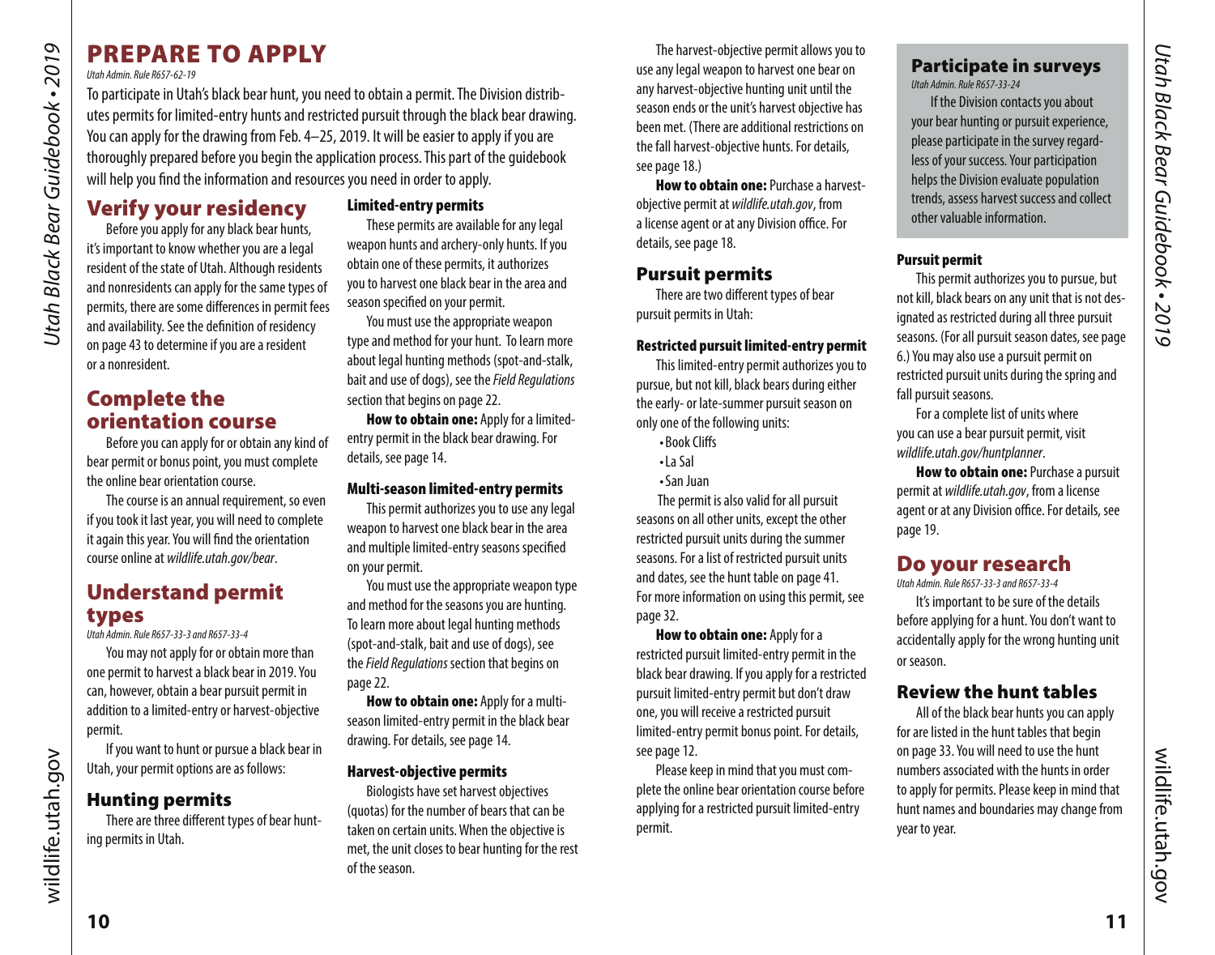# PREPARE TO APPLY

*Utah Admin. Rule R657-62-19*

To participate in Utah's black bear hunt, you need to obtain a permit. The Division distributes permits for limited-entry hunts and restricted pursuit through the black bear drawing. You can apply for the drawing from Feb. 4–25, 2019. It will be easier to apply if you are thoroughly prepared before you begin the application process. This part of the guidebook will help you find the information and resources you need in order to apply.

## Verify your residency

Before you apply for any black bear hunts, it's important to know whether you are a legal resident of the state of Utah. Although residents and nonresidents can apply for the same types of permits, there are some differences in permit fees and availability. See the definition of residency on page 43 to determine if you are a resident or a nonresident.

## Complete the orientation course

Before you can apply for or obtain any kind of bear permit or bonus point, you must complete the online bear orientation course.

The course is an annual requirement, so even if you took it last year, you will need to complete it again this year. You will find the orientation course online at *wildlife.utah.gov/bear*.

## Understand permit types

*Utah Admin. Rule R657-33-3 and R657-33-4*

You may not apply for or obtain more than one permit to harvest a black bear in 2019. You can, however, obtain a bear pursuit permit in addition to a limited-entry or harvest-objective permit.

If you want to hunt or pursue a black bear in Utah, your permit options are as follows:

### Hunting permits

There are three different types of bear hunting permits in Utah.

#### Limited-entry permits

These permits are available for any legal weapon hunts and archery-only hunts. If you obtain one of these permits, it authorizes you to harvest one black bear in the area and season specified on your permit.

You must use the appropriate weapon type and method for your hunt. To learn more about legal hunting methods (spot-and-stalk, bait and use of dogs), see the *Field Regulations* section that begins on page 22.

**How to obtain one:** Apply for a limited-entry permit in the black bear drawing. For details, see page 14.

#### Multi-season limited-entry permits

This permit authorizes you to use any legal weapon to harvest one black bear in the area and multiple limited-entry seasons specified on your permit.

You must use the appropriate weapon type and method for the seasons you are hunting. To learn more about legal hunting methods (spot-and-stalk, bait and use of dogs), see the *Field Regulations* section that begins on page 22.

**How to obtain one:** Apply for a multi-season limited-entry permit in the black bear drawing. For details, see page 14.

#### Harvest-objective permits

Biologists have set harvest objectives (quotas) for the number of bears that can be taken on certain units. When the objective is met, the unit closes to bear hunting for the rest of the season.

The harvest-objective permit allows you to use any legal weapon to harvest one bear on any harvest-objective hunting unit until the season ends or the unit's harvest objective has been met. (There are additional restrictions on the fall harvest-objective hunts. For details, see page 18.)

**How to obtain one:** Purchase a harvest-objective permit at *wildlife.utah.gov*, from a license agent or at any Division office. For details, see page 18.

### Pursuit permits

There are two different types of bear pursuit permits in Utah:

#### Restricted pursuit limited-entry permit

This limited-entry permit authorizes you to pursue, but not kill, black bears during either the early- or late-summer pursuit season on only one of the following units:

- Book Cliffs
- La Sal
- San Juan

The permit is also valid for all pursuit seasons on all other units, except the other restricted pursuit units during the summer seasons. For a list of restricted pursuit units and dates, see the hunt table on page 41. For more information on using this permit, see page 32.

**How to obtain one:** Apply for a restricted pursuit limited-entry permit in the black bear drawing. If you apply for a restricted pursuit limited-entry permit but don't draw one, you will receive a restricted pursuit limited-entry permit bonus point. For details, see page 12.

Please keep in mind that you must complete the online bear orientation course before applying for a restricted pursuit limited-entry permit.

## Participate in surveys

*Utah Admin. Rule R657-33-24*

If the Division contacts you about your bear hunting or pursuit experience, please participate in the survey regardless of your success. Your participation helps the Division evaluate population trends, assess harvest success and collect other valuable information.

#### Pursuit permit

This permit authorizes you to pursue, but not kill, black bears on any unit that is not designated as restricted during all three pursuit seasons. (For all pursuit season dates, see page 6.) You may also use a pursuit permit on restricted pursuit units during the spring and fall pursuit seasons.

For a complete list of units where you can use a bear pursuit permit, visit *wildlife.utah.gov/huntplanner*.

**How to obtain one:** Purchase a pursuit permit at *wildlife.utah.gov*, from a license agent or at any Division office. For details, see page 19.

## Do your research

*Utah Admin. Rule R657-33-3 and R657-33-4*

It's important to be sure of the details before applying for a hunt. You don't want to accidentally apply for the wrong hunting unit or season.

### Review the hunt tables

All of the black bear hunts you can apply for are listed in the hunt tables that begin on page 33. You will need to use the hunt numbers associated with the hunts in order to apply for permits. Please keep in mind that hunt names and boundaries may change from year to year.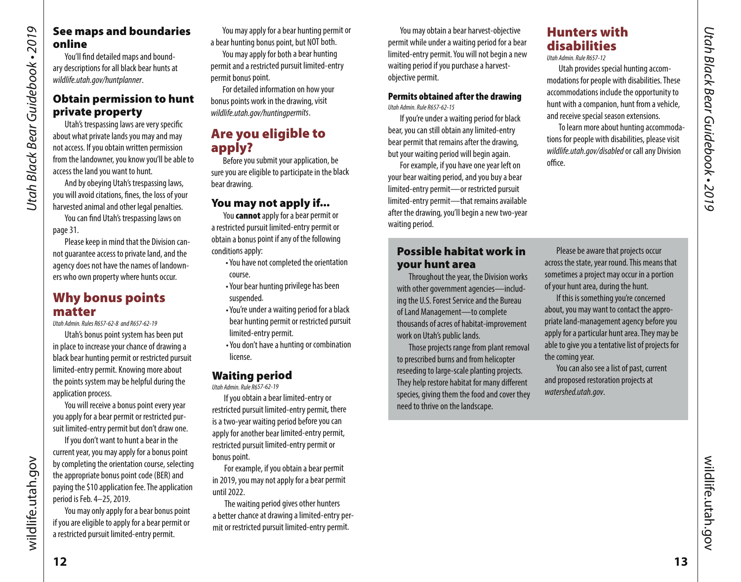## See maps and boundaries online

You'll find detailed maps and boundary descriptions for all black bear hunts at *wildlife.utah.gov/huntplanner*.

## Obtain permission to hunt private property

Utah's trespassing laws are very specific about what private lands you may and may not access. If you obtain written permission from the landowner, you know you'll be able to access the land you want to hunt.

And by obeying Utah's trespassing laws, you will avoid citations, fines, the loss of your harvested animal and other legal penalties.

You can find Utah's trespassing laws on page 31.

Please keep in mind that the Division cannot guarantee access to private land, and the agency does not have the names of landowners who own property where hunts occur.

## Why bonus points matter

*Utah Admin. Rules R657-62-8 and R657-62-19*

Utah's bonus point system has been put in place to increase your chance of drawing a black bear hunting permit or restricted pursuit limited-entry permit. Knowing more about the points system may be helpful during the application process.

You will receive a bonus point every year you apply for a bear permit or restricted pursuit limited-entry permit but don't draw one.

If you don't want to hunt a bear in the current year, you may apply for a bonus point by completing the orientation course, selecting the appropriate bonus point code (BER) and paying the $10 application fee. The application period is Feb. 4–25, 2019.

You may only apply for a bear bonus point if you are eligible to apply for a bear permit or a restricted pursuit limited-entry permit.

You may apply for a bear hunting permit or a bear hunting bonus point, but NOT both.

You may apply for both a bear hunting permit and a restricted pursuit limited-entry permit bonus point.

For detailed information on how your bonus points work in the drawing, visit *wildlife.utah.gov/huntingpermits*.

## Are you eligible to apply?

Before you submit your application, be sure you are eligible to participate in the black bear drawing.

### You may not apply if...

You **cannot** apply for a bear permit or a restricted pursuit limited-entry permit or obtain a bonus point if any of the following conditions apply:

- You have not completed the orientation course.
- Your bear hunting privilege has been suspended.
- You're under a waiting period for a black bear hunting permit or restricted pursuit limited-entry permit.
- You don't have a hunting or combination license.

### Waiting period

*Utah Admin. Rule R657-62-19*

If you obtain a bear limited-entry or restricted pursuit limited-entry permit, there is a two-year waiting period before you can apply for another bear limited-entry permit, restricted pursuit limited-entry permit or bonus point.

For example, if you obtain a bear permit in 2019, you may not apply for a bear permit until 2022.

The waiting period gives other hunters a better chance at drawing a limited-entry permit or restricted pursuit limited-entry permit.

You may obtain a bear harvest-objective permit while under a waiting period for a bear limited-entry permit. You will not begin a new waiting period if you purchase a harvest-objective permit.

#### Permits obtained after the drawing

*Utah Admin. Rule R657-62-15*

If you're under a waiting period for black bear, you can still obtain any limited-entry bear permit that remains after the drawing, but your waiting period will begin again.

For example, if you have one year left on your bear waiting period, and you buy a bear limited-entry permit—or restricted pursuit limited-entry permit—that remains available after the drawing, you'll begin a new two-year waiting period.

## Hunters with disabilities

*Utah Admin. Rule R657-12*

Utah provides special hunting accommodations for people with disabilities. These accommodations include the opportunity to hunt with a companion, hunt from a vehicle, and receive special season extensions.

To learn more about hunting accommodations for people with disabilities, please visit *wildlife.utah.gov/disabled* or call any Division office.

### Possible habitat work in your hunt area

Throughout the year, the Division works with other government agencies—including the U.S. Forest Service and the Bureau of Land Management—to complete thousands of acres of habitat-improvement work on Utah's public lands.

Those projects range from plant removal to prescribed burns and from helicopter reseeding to large-scale planting projects. They help restore habitat for many different species, giving them the food and cover they need to thrive on the landscape.

Please be aware that projects occur across the state, year round. This means that sometimes a project may occur in a portion of your hunt area, during the hunt.

If this is something you're concerned about, you may want to contact the appropriate land-management agency before you apply for a particular hunt area. They may be able to give you a tentative list of projects for the coming year.

You can also see a list of past, current and proposed restoration projects at *watershed.utah.gov*.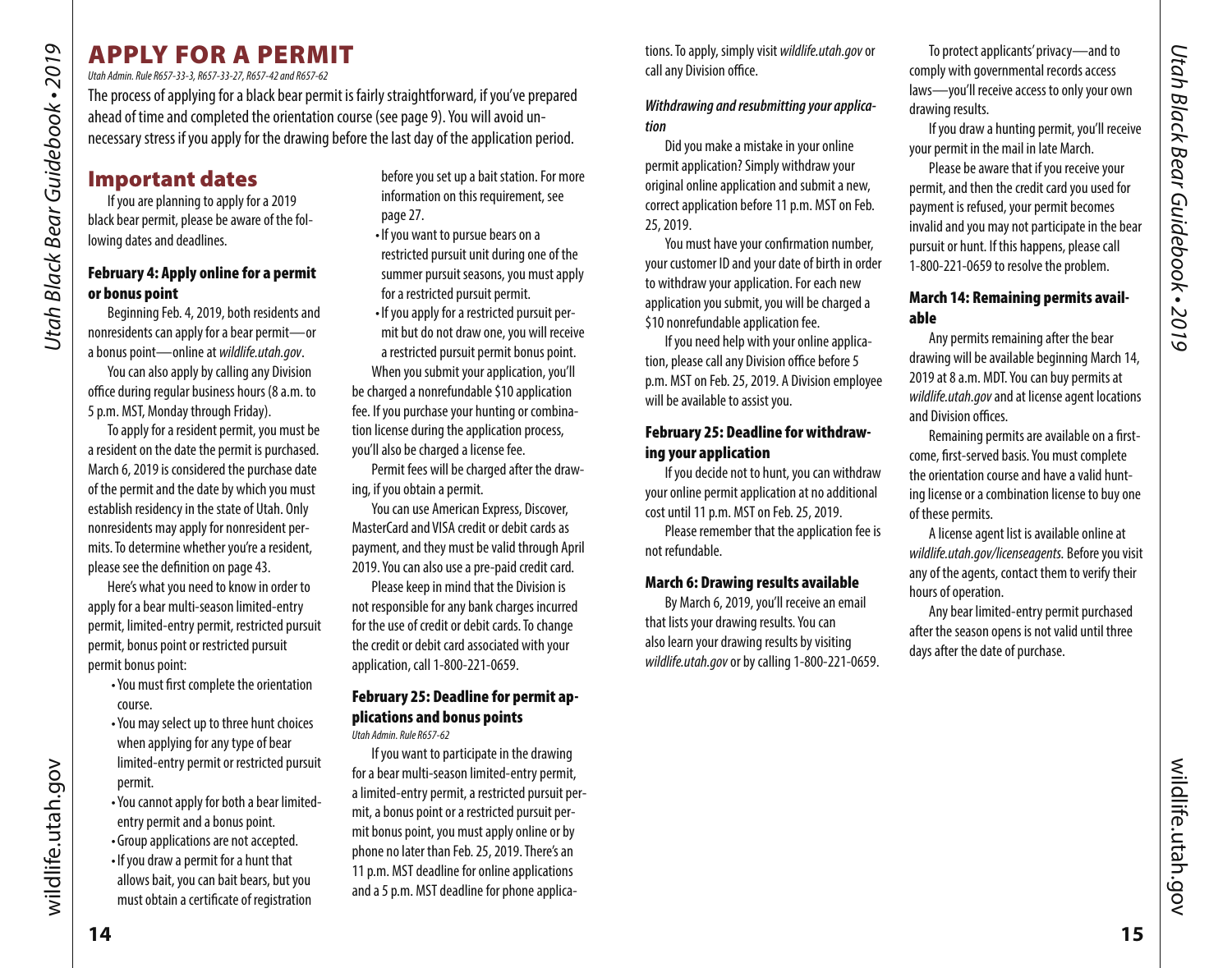# APPLY FOR A PERMIT

*Utah Admin. Rule R657-33-3, R657-33-27, R657-42 and R657-62*

The process of applying for a black bear permit is fairly straightforward, if you've prepared ahead of time and completed the orientation course (see page 9). You will avoid unnecessary stress if you apply for the drawing before the last day of the application period.

## Important dates

If you are planning to apply for a 2019 black bear permit, please be aware of the following dates and deadlines.

### February 4: Apply online for a permit or bonus point

Beginning Feb. 4, 2019, both residents and nonresidents can apply for a bear permit—or a bonus point—online at *wildlife.utah.gov*.

You can also apply by calling any Division office during regular business hours (8 a.m. to 5 p.m. MST, Monday through Friday).

To apply for a resident permit, you must be a resident on the date the permit is purchased. March 6, 2019 is considered the purchase date of the permit and the date by which you must establish residency in the state of Utah. Only nonresidents may apply for nonresident permits. To determine whether you're a resident, please see the definition on page 43.

Here's what you need to know in order to apply for a bear multi-season limited-entry permit, limited-entry permit, restricted pursuit permit, bonus point or restricted pursuit permit bonus point:

- You must first complete the orientation course.
- You may select up to three hunt choices when applying for any type of bear limited-entry permit or restricted pursuit permit.
- You cannot apply for both a bear limited-entry permit and a bonus point.
- Group applications are not accepted.
- If you draw a permit for a hunt that allows bait, you can bait bears, but you must obtain a certificate of registration before you set up a bait station. For more information on this requirement, see page 27.
- If you want to pursue bears on a restricted pursuit unit during one of the summer pursuit seasons, you must apply for a restricted pursuit permit.
- If you apply for a restricted pursuit permit but do not draw one, you will receive a restricted pursuit permit bonus point.

When you submit your application, you'll be charged a nonrefundable $10 application fee. If you purchase your hunting or combination license during the application process, you'll also be charged a license fee.

Permit fees will be charged after the drawing, if you obtain a permit.

You can use American Express, Discover, MasterCard and VISA credit or debit cards as payment, and they must be valid through April 2019. You can also use a pre-paid credit card.

Please keep in mind that the Division is not responsible for any bank charges incurred for the use of credit or debit cards. To change the credit or debit card associated with your application, call 1-800-221-0659.

### February 25: Deadline for permit applications and bonus points

*Utah Admin. Rule R657-62*

If you want to participate in the drawing for a bear multi-season limited-entry permit, a limited-entry permit, a restricted pursuit permit, a bonus point or a restricted pursuit permit bonus point, you must apply online or by phone no later than Feb. 25, 2019. There's an 11 p.m. MST deadline for online applications and a 5 p.m. MST deadline for phone applications. To apply, simply visit *wildlife.utah.gov* or call any Division office.

#### *Withdrawing and resubmitting your application*

Did you make a mistake in your online permit application? Simply withdraw your original online application and submit a new, correct application before 11 p.m. MST on Feb. 25, 2019.

You must have your confirmation number, your customer ID and your date of birth in order to withdraw your application. For each new application you submit, you will be charged a $10 nonrefundable application fee.

If you need help with your online application, please call any Division office before 5 p.m. MST on Feb. 25, 2019. A Division employee will be available to assist you.

### February 25: Deadline for withdrawing your application

If you decide not to hunt, you can withdraw your online permit application at no additional cost until 11 p.m. MST on Feb. 25, 2019.

Please remember that the application fee is not refundable.

### March 6: Drawing results available

By March 6, 2019, you'll receive an email that lists your drawing results. You can also learn your drawing results by visiting *wildlife.utah.gov* or by calling 1-800-221-0659.

To protect applicants' privacy—and to comply with governmental records access laws—you'll receive access to only your own drawing results.

If you draw a hunting permit, you'll receive your permit in the mail in late March.

Please be aware that if you receive your permit, and then the credit card you used for payment is refused, your permit becomes invalid and you may not participate in the bear pursuit or hunt. If this happens, please call 1-800-221-0659 to resolve the problem.

### March 14: Remaining permits available

Any permits remaining after the bear drawing will be available beginning March 14, 2019 at 8 a.m. MDT. You can buy permits at *wildlife.utah.gov* and at license agent locations and Division offices.

Remaining permits are available on a first-come, first-served basis. You must complete the orientation course and have a valid hunting license or a combination license to buy one of these permits.

A license agent list is available online at *wildlife.utah.gov/licenseagents.* Before you visit any of the agents, contact them to verify their hours of operation.

Any bear limited-entry permit purchased after the season opens is not valid until three days after the date of purchase.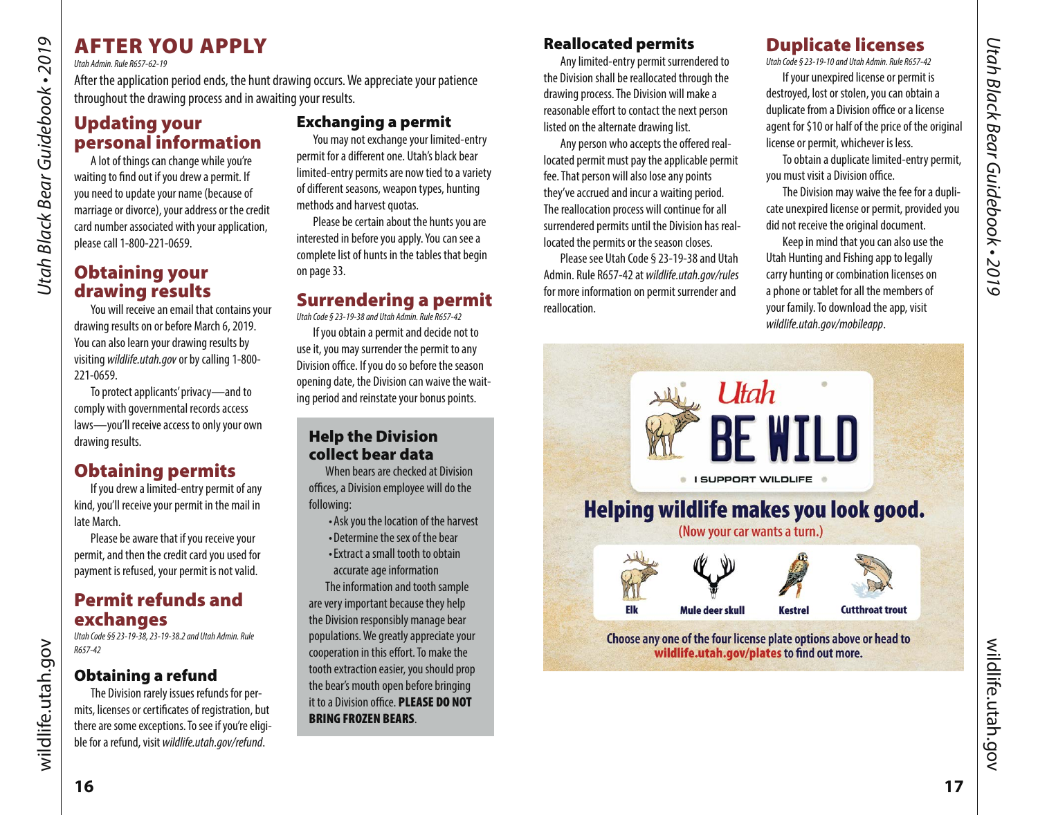# AFTER YOU APPLY

*Utah Admin. Rule R657-62-19*

After the application period ends, the hunt drawing occurs. We appreciate your patience throughout the drawing process and in awaiting your results.

## Updating your personal information

A lot of things can change while you're waiting to find out if you drew a permit. If you need to update your name (because of marriage or divorce), your address or the credit card number associated with your application, please call 1-800-221-0659.

## Obtaining your drawing results

You will receive an email that contains your drawing results on or before March 6, 2019. You can also learn your drawing results by visiting *wildlife.utah.gov* or by calling 1-800-221-0659.

To protect applicants' privacy—and to comply with governmental records access laws—you'll receive access to only your own drawing results.

## Obtaining permits

If you drew a limited-entry permit of any kind, you'll receive your permit in the mail in late March.

Please be aware that if you receive your permit, and then the credit card you used for payment is refused, your permit is not valid.

## Permit refunds and exchanges

*Utah Code §§ 23-19-38, 23-19-38.2 and Utah Admin. Rule R657-42*

### Obtaining a refund

The Division rarely issues refunds for permits, licenses or certificates of registration, but there are some exceptions. To see if you're eligible for a refund, visit *wildlife.utah.gov/refund*.

### Exchanging a permit

You may not exchange your limited-entry permit for a different one. Utah's black bear limited-entry permits are now tied to a variety of different seasons, weapon types, hunting methods and harvest quotas.

Please be certain about the hunts you are interested in before you apply. You can see a complete list of hunts in the tables that begin on page 33.

## Surrendering a permit

*Utah Code § 23-19-38 and Utah Admin. Rule R657-42*

If you obtain a permit and decide not to use it, you may surrender the permit to any Division office. If you do so before the season opening date, the Division can waive the waiting period and reinstate your bonus points.

### Help the Division collect bear data

When bears are checked at Division offices, a Division employee will do the following:

- Ask you the location of the harvest
- Determine the sex of the bear
- Extract a small tooth to obtain accurate age information

The information and tooth sample are very important because they help the Division responsibly manage bear populations. We greatly appreciate your cooperation in this effort. To make the tooth extraction easier, you should prop the bear's mouth open before bringing it to a Division office. **PLEASE DO NOT BRING FROZEN BEARS**.

### Reallocated permits

Any limited-entry permit surrendered to the Division shall be reallocated through the drawing process. The Division will make a reasonable effort to contact the next person listed on the alternate drawing list.

Any person who accepts the offered reallocated permit must pay the applicable permit fee. That person will also lose any points they've accrued and incur a waiting period. The reallocation process will continue for all surrendered permits until the Division has reallocated the permits or the season closes.

Please see Utah Code § 23-19-38 and Utah Admin. Rule R657-42 at *wildlife.utah.gov/rules* for more information on permit surrender and reallocation.

## Duplicate licenses

*Utah Code § 23-19-10 and Utah Admin. Rule R657-42*

If your unexpired license or permit is destroyed, lost or stolen, you can obtain a duplicate from a Division office or a license agent for $10 or half of the price of the original license or permit, whichever is less.

To obtain a duplicate limited-entry permit, you must visit a Division office.

The Division may waive the fee for a duplicate unexpired license or permit, provided you did not receive the original document.

Keep in mind that you can also use the Utah Hunting and Fishing app to legally carry hunting or combination licenses on a phone or tablet for all the members of your family. To download the app, visit *wildlife.utah.gov/mobileapp*.

Utah BE WILD — I SUPPORT WILDLIFE

**Helping wildlife makes you look good.**

(Now your car wants a turn.)

Elk — Mule deer skull — Kestrel — Cutthroat trout

Choose any one of the four license plate options above or head to **wildlife.utah.gov/plates** to find out more.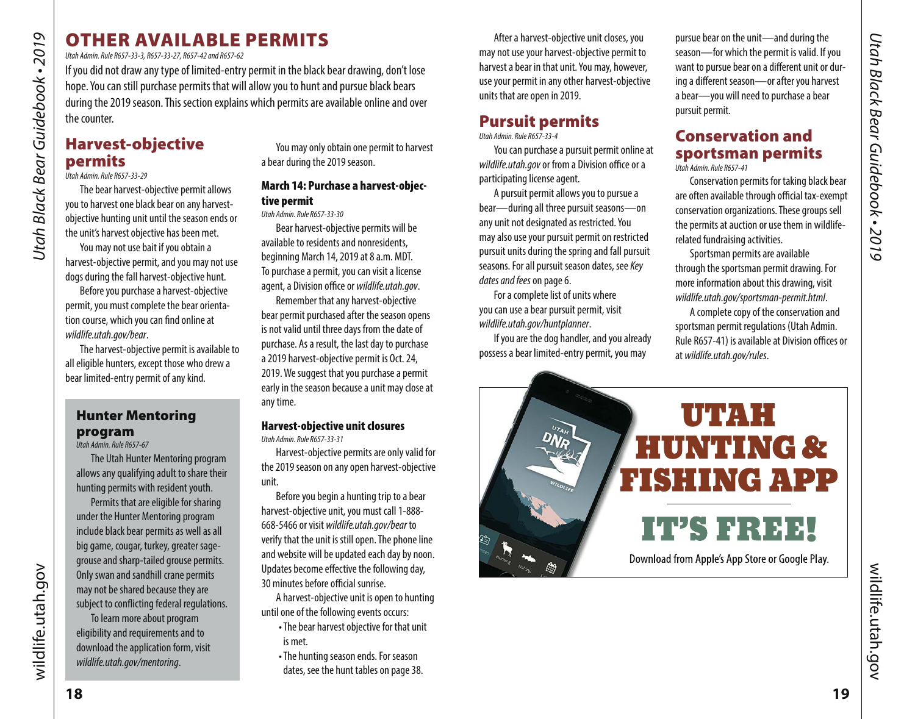# OTHER AVAILABLE PERMITS

*Utah Admin. Rule R657-33-3, R657-33-27, R657-42 and R657-62*

If you did not draw any type of limited-entry permit in the black bear drawing, don't lose hope. You can still purchase permits that will allow you to hunt and pursue black bears during the 2019 season. This section explains which permits are available online and over the counter.

## Harvest-objective permits

*Utah Admin. Rule R657-33-29*

The bear harvest-objective permit allows you to harvest one black bear on any harvest-objective hunting unit until the season ends or the unit's harvest objective has been met.

You may not use bait if you obtain a harvest-objective permit, and you may not use dogs during the fall harvest-objective hunt.

Before you purchase a harvest-objective permit, you must complete the bear orientation course, which you can find online at *wildlife.utah.gov/bear*.

The harvest-objective permit is available to all eligible hunters, except those who drew a bear limited-entry permit of any kind.

### Hunter Mentoring program

*Utah Admin. Rule R657-67*

The Utah Hunter Mentoring program allows any qualifying adult to share their hunting permits with resident youth.

Permits that are eligible for sharing under the Hunter Mentoring program include black bear permits as well as all big game, cougar, turkey, greater sage-grouse and sharp-tailed grouse permits. Only swan and sandhill crane permits may not be shared because they are subject to conflicting federal regulations.

To learn more about program eligibility and requirements and to download the application form, visit *wildlife.utah.gov/mentoring*.

You may only obtain one permit to harvest a bear during the 2019 season.

### March 14: Purchase a harvest-objective permit

*Utah Admin. Rule R657-33-30*

Bear harvest-objective permits will be available to residents and nonresidents, beginning March 14, 2019 at 8 a.m. MDT. To purchase a permit, you can visit a license agent, a Division office or *wildlife.utah.gov*.

Remember that any harvest-objective bear permit purchased after the season opens is not valid until three days from the date of purchase. As a result, the last day to purchase a 2019 harvest-objective permit is Oct. 24, 2019. We suggest that you purchase a permit early in the season because a unit may close at any time.

### Harvest-objective unit closures

*Utah Admin. Rule R657-33-31*

Harvest-objective permits are only valid for the 2019 season on any open harvest-objective unit.

Before you begin a hunting trip to a bear harvest-objective unit, you must call 1-888-668-5466 or visit *wildlife.utah.gov/bear* to verify that the unit is still open. The phone line and website will be updated each day by noon. Updates become effective the following day, 30 minutes before official sunrise.

A harvest-objective unit is open to hunting until one of the following events occurs:

- The bear harvest objective for that unit is met.
- The hunting season ends. For season dates, see the hunt tables on page 38.

After a harvest-objective unit closes, you may not use your harvest-objective permit to harvest a bear in that unit. You may, however, use your permit in any other harvest-objective units that are open in 2019.

## Pursuit permits

*Utah Admin. Rule R657-33-4*

You can purchase a pursuit permit online at *wildlife.utah.gov* or from a Division office or a participating license agent.

A pursuit permit allows you to pursue a bear—during all three pursuit seasons—on any unit not designated as restricted. You may also use your pursuit permit on restricted pursuit units during the spring and fall pursuit seasons. For all pursuit season dates, see *Key dates and fees* on page 6.

For a complete list of units where you can use a bear pursuit permit, visit *wildlife.utah.gov/huntplanner*.

If you are the dog handler, and you already possess a bear limited-entry permit, you may pursue bear on the unit—and during the season—for which the permit is valid. If you want to pursue bear on a different unit or during a different season—or after you harvest a bear—you will need to purchase a bear pursuit permit.

## Conservation and sportsman permits

*Utah Admin. Rule R657-41*

Conservation permits for taking black bear are often available through official tax-exempt conservation organizations. These groups sell the permits at auction or use them in wildlife-related fundraising activities.

Sportsman permits are available through the sportsman permit drawing. For more information about this drawing, visit *wildlife.utah.gov/sportsman-permit.html*.

A complete copy of the conservation and sportsman permit regulations (Utah Admin. Rule R657-41) is available at Division offices or at *wildlife.utah.gov/rules*.

**UTAH HUNTING & FISHING APP**

**IT'S FREE!**

Download from Apple's App Store or Google Play.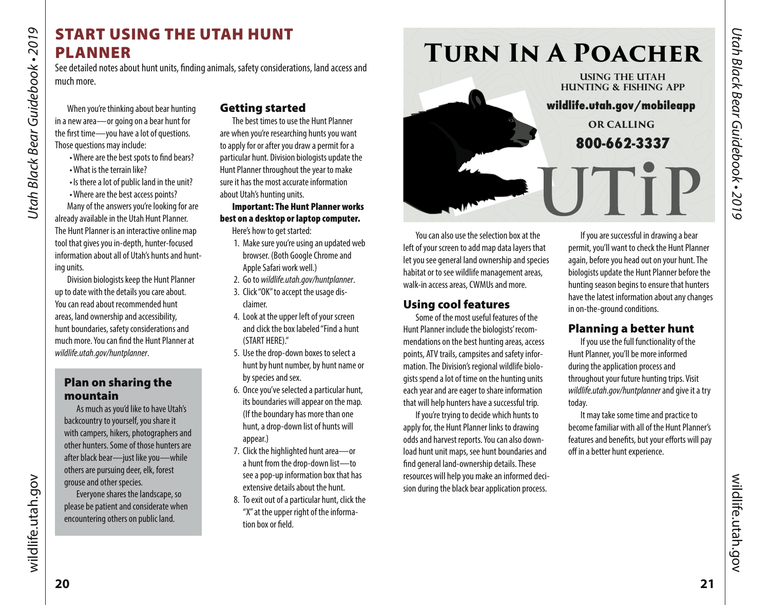# START USING THE UTAH HUNT PLANNER

See detailed notes about hunt units, finding animals, safety considerations, land access and much more.

When you're thinking about bear hunting in a new area—or going on a bear hunt for the first time—you have a lot of questions. Those questions may include:

- Where are the best spots to find bears?
- What is the terrain like?
- Is there a lot of public land in the unit?
- Where are the best access points?

Many of the answers you're looking for are already available in the Utah Hunt Planner. The Hunt Planner is an interactive online map tool that gives you in-depth, hunter-focused information about all of Utah's hunts and hunting units.

Division biologists keep the Hunt Planner up to date with the details you care about. You can read about recommended hunt areas, land ownership and accessibility, hunt boundaries, safety considerations and much more. You can find the Hunt Planner at *wildlife.utah.gov/huntplanner*.

## Plan on sharing the mountain

As much as you'd like to have Utah's backcountry to yourself, you share it with campers, hikers, photographers and other hunters. Some of those hunters are after black bear—just like you—while others are pursuing deer, elk, forest grouse and other species.

Everyone shares the landscape, so please be patient and considerate when encountering others on public land.

## Getting started

The best times to use the Hunt Planner are when you're researching hunts you want to apply for or after you draw a permit for a particular hunt. Division biologists update the Hunt Planner throughout the year to make sure it has the most accurate information about Utah's hunting units.

**Important: The Hunt Planner works best on a desktop or laptop computer.**

Here's how to get started:

1. Make sure you're using an updated web browser. (Both Google Chrome and Apple Safari work well.)
2. Go to *wildlife.utah.gov/huntplanner*.
3. Click "OK" to accept the usage disclaimer.
4. Look at the upper left of your screen and click the box labeled "Find a hunt (START HERE)."
5. Use the drop-down boxes to select a hunt by hunt number, by hunt name or by species and sex.
6. Once you've selected a particular hunt, its boundaries will appear on the map. (If the boundary has more than one hunt, a drop-down list of hunts will appear.)
7. Click the highlighted hunt area—or a hunt from the drop-down list—to see a pop-up information box that has extensive details about the hunt.
8. To exit out of a particular hunt, click the "X" at the upper right of the information box or field.

# Turn In A Poacher

**USING THE UTAH HUNTING & FISHING APP**

**wildlife.utah.gov/mobileapp**

**OR CALLING**

**800-662-3337**

**UTiP**

You can also use the selection box at the left of your screen to add map data layers that let you see general land ownership and species habitat or to see wildlife management areas, walk-in access areas, CWMUs and more.

## Using cool features

Some of the most useful features of the Hunt Planner include the biologists' recommendations on the best hunting areas, access points, ATV trails, campsites and safety information. The Division's regional wildlife biologists spend a lot of time on the hunting units each year and are eager to share information that will help hunters have a successful trip.

If you're trying to decide which hunts to apply for, the Hunt Planner links to drawing odds and harvest reports. You can also download hunt unit maps, see hunt boundaries and find general land-ownership details. These resources will help you make an informed decision during the black bear application process.

If you are successful in drawing a bear permit, you'll want to check the Hunt Planner again, before you head out on your hunt. The biologists update the Hunt Planner before the hunting season begins to ensure that hunters have the latest information about any changes in on-the-ground conditions.

## Planning a better hunt

If you use the full functionality of the Hunt Planner, you'll be more informed during the application process and throughout your future hunting trips. Visit *wildlife.utah.gov/huntplanner* and give it a try today.

It may take some time and practice to become familiar with all of the Hunt Planner's features and benefits, but your efforts will pay off in a better hunt experience.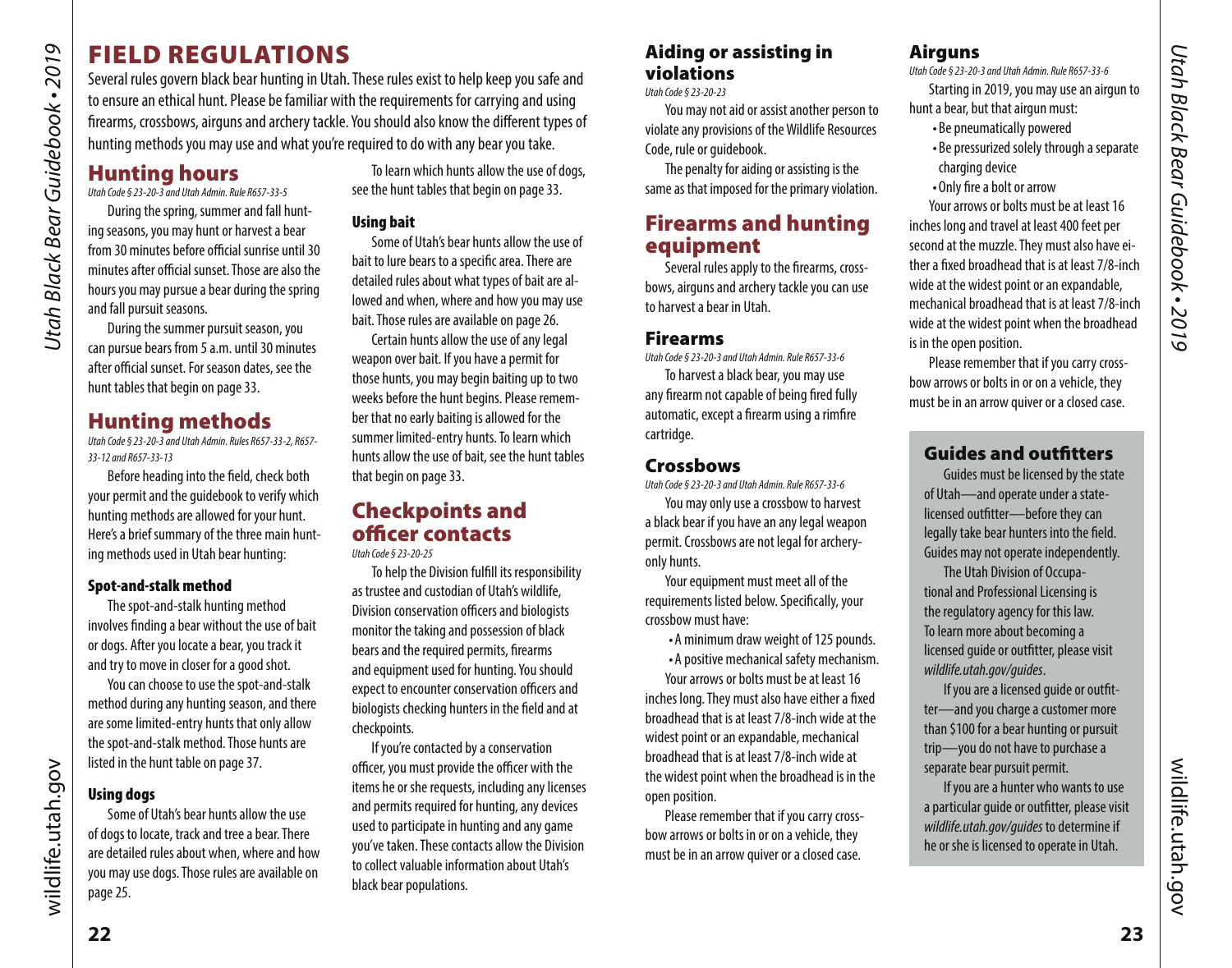# FIELD REGULATIONS

Several rules govern black bear hunting in Utah. These rules exist to help keep you safe and to ensure an ethical hunt. Please be familiar with the requirements for carrying and using firearms, crossbows, airguns and archery tackle. You should also know the different types of hunting methods you may use and what you're required to do with any bear you take.

## Hunting hours

*Utah Code § 23-20-3 and Utah Admin. Rule R657-33-5*

During the spring, summer and fall hunting seasons, you may hunt or harvest a bear from 30 minutes before official sunrise until 30 minutes after official sunset. Those are also the hours you may pursue a bear during the spring and fall pursuit seasons.

During the summer pursuit season, you can pursue bears from 5 a.m. until 30 minutes after official sunset. For season dates, see the hunt tables that begin on page 33.

## Hunting methods

*Utah Code § 23-20-3 and Utah Admin. Rules R657-33-2, R657-33-12 and R657-33-13*

Before heading into the field, check both your permit and the guidebook to verify which hunting methods are allowed for your hunt. Here's a brief summary of the three main hunting methods used in Utah bear hunting:

### Spot-and-stalk method

The spot-and-stalk hunting method involves finding a bear without the use of bait or dogs. After you locate a bear, you track it and try to move in closer for a good shot.

You can choose to use the spot-and-stalk method during any hunting season, and there are some limited-entry hunts that only allow the spot-and-stalk method. Those hunts are listed in the hunt table on page 37.

### Using dogs

Some of Utah's bear hunts allow the use of dogs to locate, track and tree a bear. There are detailed rules about when, where and how you may use dogs. Those rules are available on page 25.

To learn which hunts allow the use of dogs, see the hunt tables that begin on page 33.

### Using bait

Some of Utah's bear hunts allow the use of bait to lure bears to a specific area. There are detailed rules about what types of bait are allowed and when, where and how you may use bait. Those rules are available on page 26.

Certain hunts allow the use of any legal weapon over bait. If you have a permit for those hunts, you may begin baiting up to two weeks before the hunt begins. Please remember that no early baiting is allowed for the summer limited-entry hunts. To learn which hunts allow the use of bait, see the hunt tables that begin on page 33.

## Checkpoints and officer contacts

*Utah Code § 23-20-25*

To help the Division fulfill its responsibility as trustee and custodian of Utah's wildlife, Division conservation officers and biologists monitor the taking and possession of black bears and the required permits, firearms and equipment used for hunting. You should expect to encounter conservation officers and biologists checking hunters in the field and at checkpoints.

If you're contacted by a conservation officer, you must provide the officer with the items he or she requests, including any licenses and permits required for hunting, any devices used to participate in hunting and any game you've taken. These contacts allow the Division to collect valuable information about Utah's black bear populations.

## Aiding or assisting in violations

*Utah Code § 23-20-23*

You may not aid or assist another person to violate any provisions of the Wildlife Resources Code, rule or guidebook.

The penalty for aiding or assisting is the same as that imposed for the primary violation.

## Firearms and hunting equipment

Several rules apply to the firearms, crossbows, airguns and archery tackle you can use to harvest a bear in Utah.

### Firearms

*Utah Code § 23-20-3 and Utah Admin. Rule R657-33-6*

To harvest a black bear, you may use any firearm not capable of being fired fully automatic, except a firearm using a rimfire cartridge.

### Crossbows

*Utah Code § 23-20-3 and Utah Admin. Rule R657-33-6*

You may only use a crossbow to harvest a black bear if you have an any legal weapon permit. Crossbows are not legal for archery-only hunts.

Your equipment must meet all of the requirements listed below. Specifically, your crossbow must have:

- A minimum draw weight of 125 pounds.
- A positive mechanical safety mechanism.

Your arrows or bolts must be at least 16 inches long. They must also have either a fixed broadhead that is at least 7/8-inch wide at the widest point or an expandable, mechanical broadhead that is at least 7/8-inch wide at the widest point when the broadhead is in the open position.

Please remember that if you carry crossbow arrows or bolts in or on a vehicle, they must be in an arrow quiver or a closed case.

### Airguns

*Utah Code § 23-20-3 and Utah Admin. Rule R657-33-6*

Starting in 2019, you may use an airgun to hunt a bear, but that airgun must:

- Be pneumatically powered
- Be pressurized solely through a separate charging device
- Only fire a bolt or arrow

Your arrows or bolts must be at least 16 inches long and travel at least 400 feet per second at the muzzle. They must also have either a fixed broadhead that is at least 7/8-inch wide at the widest point or an expandable, mechanical broadhead that is at least 7/8-inch wide at the widest point when the broadhead is in the open position.

Please remember that if you carry crossbow arrows or bolts in or on a vehicle, they must be in an arrow quiver or a closed case.

## Guides and outfitters

Guides must be licensed by the state of Utah—and operate under a state-licensed outfitter—before they can legally take bear hunters into the field. Guides may not operate independently.

The Utah Division of Occupational and Professional Licensing is the regulatory agency for this law. To learn more about becoming a licensed guide or outfitter, please visit *wildlife.utah.gov/guides*.

If you are a licensed guide or outfitter—and you charge a customer more than $100 for a bear hunting or pursuit trip—you do not have to purchase a separate bear pursuit permit.

If you are a hunter who wants to use a particular guide or outfitter, please visit *wildlife.utah.gov/guides* to determine if he or she is licensed to operate in Utah.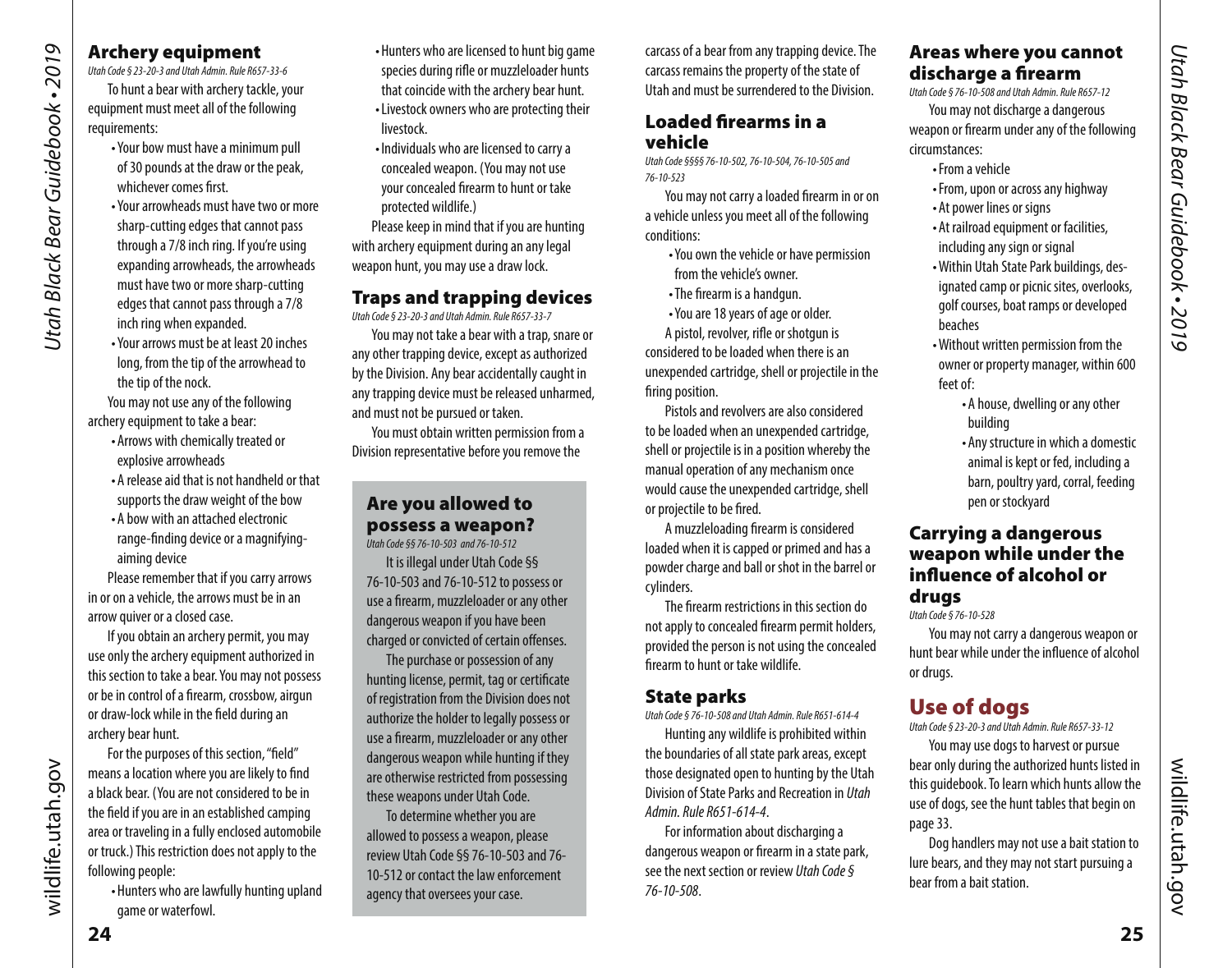## Archery equipment

*Utah Code § 23-20-3 and Utah Admin. Rule R657-33-6*

To hunt a bear with archery tackle, your equipment must meet all of the following requirements:

- Your bow must have a minimum pull of 30 pounds at the draw or the peak, whichever comes first.
- Your arrowheads must have two or more sharp-cutting edges that cannot pass through a 7/8 inch ring. If you're using expanding arrowheads, the arrowheads must have two or more sharp-cutting edges that cannot pass through a 7/8 inch ring when expanded.
- Your arrows must be at least 20 inches long, from the tip of the arrowhead to the tip of the nock.

You may not use any of the following archery equipment to take a bear:

- Arrows with chemically treated or explosive arrowheads
- A release aid that is not handheld or that supports the draw weight of the bow
- A bow with an attached electronic range-finding device or a magnifying-aiming device

Please remember that if you carry arrows in or on a vehicle, the arrows must be in an arrow quiver or a closed case.

If you obtain an archery permit, you may use only the archery equipment authorized in this section to take a bear. You may not possess or be in control of a firearm, crossbow, airgun or draw-lock while in the field during an archery bear hunt.

For the purposes of this section, "field" means a location where you are likely to find a black bear. (You are not considered to be in the field if you are in an established camping area or traveling in a fully enclosed automobile or truck.) This restriction does not apply to the following people:

- Hunters who are lawfully hunting upland game or waterfowl.
- Hunters who are licensed to hunt big game species during rifle or muzzleloader hunts that coincide with the archery bear hunt.
- Livestock owners who are protecting their livestock.
- Individuals who are licensed to carry a concealed weapon. (You may not use your concealed firearm to hunt or take protected wildlife.)

Please keep in mind that if you are hunting with archery equipment during an any legal weapon hunt, you may use a draw lock.

## Traps and trapping devices

*Utah Code § 23-20-3 and Utah Admin. Rule R657-33-7*

You may not take a bear with a trap, snare or any other trapping device, except as authorized by the Division. Any bear accidentally caught in any trapping device must be released unharmed, and must not be pursued or taken.

You must obtain written permission from a Division representative before you remove the carcass of a bear from any trapping device. The carcass remains the property of the state of Utah and must be surrendered to the Division.

### Are you allowed to possess a weapon?

*Utah Code §§ 76-10-503 and 76-10-512*

It is illegal under Utah Code §§ 76-10-503 and 76-10-512 to possess or use a firearm, muzzleloader or any other dangerous weapon if you have been charged or convicted of certain offenses.

The purchase or possession of any hunting license, permit, tag or certificate of registration from the Division does not authorize the holder to legally possess or use a firearm, muzzleloader or any other dangerous weapon while hunting if they are otherwise restricted from possessing these weapons under Utah Code.

To determine whether you are allowed to possess a weapon, please review Utah Code §§ 76-10-503 and 76-10-512 or contact the law enforcement agency that oversees your case.

## Loaded firearms in a vehicle

*Utah Code §§§§ 76-10-502, 76-10-504, 76-10-505 and 76-10-523*

You may not carry a loaded firearm in or on a vehicle unless you meet all of the following conditions:

- You own the vehicle or have permission from the vehicle's owner.
- The firearm is a handgun.
- You are 18 years of age or older.

A pistol, revolver, rifle or shotgun is considered to be loaded when there is an unexpended cartridge, shell or projectile in the firing position.

Pistols and revolvers are also considered to be loaded when an unexpended cartridge, shell or projectile is in a position whereby the manual operation of any mechanism once would cause the unexpended cartridge, shell or projectile to be fired.

A muzzleloading firearm is considered loaded when it is capped or primed and has a powder charge and ball or shot in the barrel or cylinders.

The firearm restrictions in this section do not apply to concealed firearm permit holders, provided the person is not using the concealed firearm to hunt or take wildlife.

## State parks

*Utah Code § 76-10-508 and Utah Admin. Rule R651-614-4*

Hunting any wildlife is prohibited within the boundaries of all state park areas, except those designated open to hunting by the Utah Division of State Parks and Recreation in *Utah Admin. Rule R651-614-4*.

For information about discharging a dangerous weapon or firearm in a state park, see the next section or review *Utah Code § 76-10-508*.

## Areas where you cannot discharge a firearm

*Utah Code § 76-10-508 and Utah Admin. Rule R657-12*

You may not discharge a dangerous weapon or firearm under any of the following circumstances:

- From a vehicle
- From, upon or across any highway
- At power lines or signs
- At railroad equipment or facilities, including any sign or signal
- Within Utah State Park buildings, designated camp or picnic sites, overlooks, golf courses, boat ramps or developed beaches
- Without written permission from the owner or property manager, within 600 feet of:
  - A house, dwelling or any other building
  - Any structure in which a domestic animal is kept or fed, including a barn, poultry yard, corral, feeding pen or stockyard

## Carrying a dangerous weapon while under the influence of alcohol or drugs

*Utah Code § 76-10-528*

You may not carry a dangerous weapon or hunt bear while under the influence of alcohol or drugs.

# Use of dogs

*Utah Code § 23-20-3 and Utah Admin. Rule R657-33-12*

You may use dogs to harvest or pursue bear only during the authorized hunts listed in this guidebook. To learn which hunts allow the use of dogs, see the hunt tables that begin on page 33.

Dog handlers may not use a bait station to lure bears, and they may not start pursuing a bear from a bait station.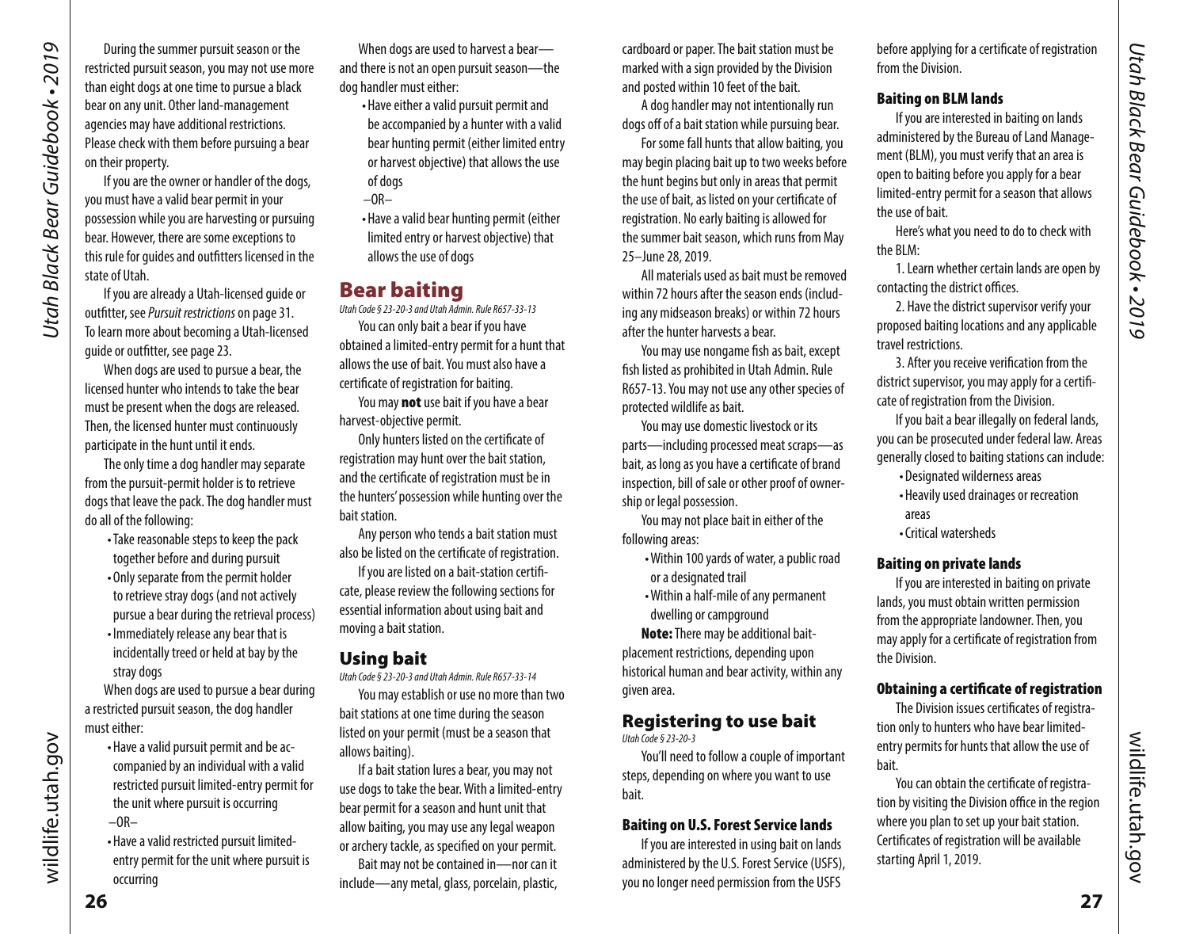During the summer pursuit season or the restricted pursuit season, you may not use more than eight dogs at one time to pursue a black bear on any unit. Other land-management agencies may have additional restrictions. Please check with them before pursuing a bear on their property.

If you are the owner or handler of the dogs, you must have a valid bear permit in your possession while you are harvesting or pursuing bear. However, there are some exceptions to this rule for guides and outfitters licensed in the state of Utah.

If you are already a Utah-licensed guide or outfitter, see *Pursuit restrictions* on page 31. To learn more about becoming a Utah-licensed guide or outfitter, see page 23.

When dogs are used to pursue a bear, the licensed hunter who intends to take the bear must be present when the dogs are released. Then, the licensed hunter must continuously participate in the hunt until it ends.

The only time a dog handler may separate from the pursuit-permit holder is to retrieve dogs that leave the pack. The dog handler must do all of the following:

- Take reasonable steps to keep the pack together before and during pursuit
- Only separate from the permit holder to retrieve stray dogs (and not actively pursue a bear during the retrieval process)
- Immediately release any bear that is incidentally treed or held at bay by the stray dogs

When dogs are used to pursue a bear during a restricted pursuit season, the dog handler must either:

- Have a valid pursuit permit and be accompanied by an individual with a valid restricted pursuit limited-entry permit for the unit where pursuit is occurring

–OR–

- Have a valid restricted pursuit limited-entry permit for the unit where pursuit is occurring

When dogs are used to harvest a bear—and there is not an open pursuit season—the dog handler must either:

- Have either a valid pursuit permit and be accompanied by a hunter with a valid bear hunting permit (either limited entry or harvest objective) that allows the use of dogs

–OR–

- Have a valid bear hunting permit (either limited entry or harvest objective) that allows the use of dogs

## Bear baiting

*Utah Code § 23-20-3 and Utah Admin. Rule R657-33-13*

You can only bait a bear if you have obtained a limited-entry permit for a hunt that allows the use of bait. You must also have a certificate of registration for baiting.

You may **not** use bait if you have a bear harvest-objective permit.

Only hunters listed on the certificate of registration may hunt over the bait station, and the certificate of registration must be in the hunters' possession while hunting over the bait station.

Any person who tends a bait station must also be listed on the certificate of registration.

If you are listed on a bait-station certificate, please review the following sections for essential information about using bait and moving a bait station.

## Using bait

*Utah Code § 23-20-3 and Utah Admin. Rule R657-33-14*

You may establish or use no more than two bait stations at one time during the season listed on your permit (must be a season that allows baiting).

If a bait station lures a bear, you may not use dogs to take the bear. With a limited-entry bear permit for a season and hunt unit that allow baiting, you may use any legal weapon or archery tackle, as specified on your permit.

Bait may not be contained in—nor can it include—any metal, glass, porcelain, plastic, cardboard or paper. The bait station must be marked with a sign provided by the Division and posted within 10 feet of the bait.

A dog handler may not intentionally run dogs off of a bait station while pursuing bear.

For some fall hunts that allow baiting, you may begin placing bait up to two weeks before the hunt begins but only in areas that permit the use of bait, as listed on your certificate of registration. No early baiting is allowed for the summer bait season, which runs from May 25–June 28, 2019.

All materials used as bait must be removed within 72 hours after the season ends (including any midseason breaks) or within 72 hours after the hunter harvests a bear.

You may use nongame fish as bait, except fish listed as prohibited in Utah Admin. Rule R657-13. You may not use any other species of protected wildlife as bait.

You may use domestic livestock or its parts—including processed meat scraps—as bait, as long as you have a certificate of brand inspection, bill of sale or other proof of ownership or legal possession.

You may not place bait in either of the following areas:

- Within 100 yards of water, a public road or a designated trail
- Within a half-mile of any permanent dwelling or campground

**Note:** There may be additional bait-placement restrictions, depending upon historical human and bear activity, within any given area.

## Registering to use bait

*Utah Code § 23-20-3*

You'll need to follow a couple of important steps, depending on where you want to use bait.

### Baiting on U.S. Forest Service lands

If you are interested in using bait on lands administered by the U.S. Forest Service (USFS), you no longer need permission from the USFS before applying for a certificate of registration from the Division.

### Baiting on BLM lands

If you are interested in baiting on lands administered by the Bureau of Land Management (BLM), you must verify that an area is open to baiting before you apply for a bear limited-entry permit for a season that allows the use of bait.

Here's what you need to do to check with the BLM:

1. Learn whether certain lands are open by contacting the district offices.
2. Have the district supervisor verify your proposed baiting locations and any applicable travel restrictions.
3. After you receive verification from the district supervisor, you may apply for a certificate of registration from the Division.

If you bait a bear illegally on federal lands, you can be prosecuted under federal law. Areas generally closed to baiting stations can include:

- Designated wilderness areas
- Heavily used drainages or recreation areas
- Critical watersheds

### Baiting on private lands

If you are interested in baiting on private lands, you must obtain written permission from the appropriate landowner. Then, you may apply for a certificate of registration from the Division.

### Obtaining a certificate of registration

The Division issues certificates of registration only to hunters who have bear limited-entry permits for hunts that allow the use of bait.

You can obtain the certificate of registration by visiting the Division office in the region where you plan to set up your bait station. Certificates of registration will be available starting April 1, 2019.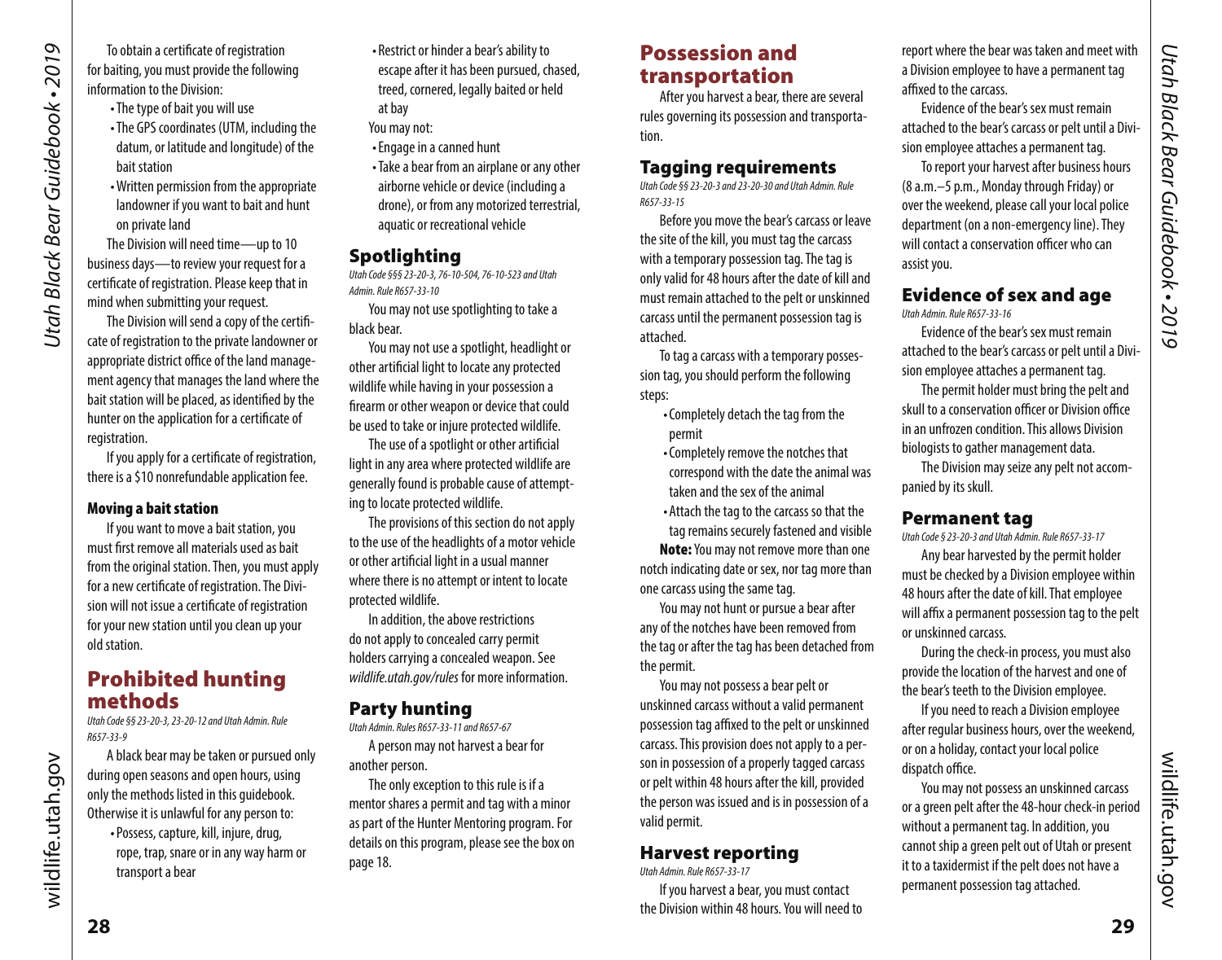To obtain a certificate of registration for baiting, you must provide the following information to the Division:

- The type of bait you will use
- The GPS coordinates (UTM, including the datum, or latitude and longitude) of the bait station
- Written permission from the appropriate landowner if you want to bait and hunt on private land

The Division will need time—up to 10 business days—to review your request for a certificate of registration. Please keep that in mind when submitting your request.

The Division will send a copy of the certificate of registration to the private landowner or appropriate district office of the land management agency that manages the land where the bait station will be placed, as identified by the hunter on the application for a certificate of registration.

If you apply for a certificate of registration, there is a $10 nonrefundable application fee.

#### Moving a bait station

If you want to move a bait station, you must first remove all materials used as bait from the original station. Then, you must apply for a new certificate of registration. The Division will not issue a certificate of registration for your new station until you clean up your old station.

## Prohibited hunting methods

*Utah Code §§ 23-20-3, 23-20-12 and Utah Admin. Rule R657-33-9*

A black bear may be taken or pursued only during open seasons and open hours, using only the methods listed in this guidebook. Otherwise it is unlawful for any person to:

- Possess, capture, kill, injure, drug, rope, trap, snare or in any way harm or transport a bear
- Restrict or hinder a bear's ability to escape after it has been pursued, chased, treed, cornered, legally baited or held at bay

You may not:

- Engage in a canned hunt
- Take a bear from an airplane or any other airborne vehicle or device (including a drone), or from any motorized terrestrial, aquatic or recreational vehicle

### Spotlighting

*Utah Code §§§ 23-20-3, 76-10-504, 76-10-523 and Utah Admin. Rule R657-33-10*

You may not use spotlighting to take a black bear.

You may not use a spotlight, headlight or other artificial light to locate any protected wildlife while having in your possession a firearm or other weapon or device that could be used to take or injure protected wildlife.

The use of a spotlight or other artificial light in any area where protected wildlife are generally found is probable cause of attempting to locate protected wildlife.

The provisions of this section do not apply to the use of the headlights of a motor vehicle or other artificial light in a usual manner where there is no attempt or intent to locate protected wildlife.

In addition, the above restrictions do not apply to concealed carry permit holders carrying a concealed weapon. See *wildlife.utah.gov/rules* for more information.

### Party hunting

*Utah Admin. Rules R657-33-11 and R657-67*

A person may not harvest a bear for another person.

The only exception to this rule is if a mentor shares a permit and tag with a minor as part of the Hunter Mentoring program. For details on this program, please see the box on page 18.

## Possession and transportation

After you harvest a bear, there are several rules governing its possession and transportation.

### Tagging requirements

*Utah Code §§ 23-20-3 and 23-20-30 and Utah Admin. Rule R657-33-15*

Before you move the bear's carcass or leave the site of the kill, you must tag the carcass with a temporary possession tag. The tag is only valid for 48 hours after the date of kill and must remain attached to the pelt or unskinned carcass until the permanent possession tag is attached.

To tag a carcass with a temporary possession tag, you should perform the following steps:

- Completely detach the tag from the permit
- Completely remove the notches that correspond with the date the animal was taken and the sex of the animal
- Attach the tag to the carcass so that the tag remains securely fastened and visible

**Note:** You may not remove more than one notch indicating date or sex, nor tag more than one carcass using the same tag.

You may not hunt or pursue a bear after any of the notches have been removed from the tag or after the tag has been detached from the permit.

You may not possess a bear pelt or unskinned carcass without a valid permanent possession tag affixed to the pelt or unskinned carcass. This provision does not apply to a person in possession of a properly tagged carcass or pelt within 48 hours after the kill, provided the person was issued and is in possession of a valid permit.

### Harvest reporting

*Utah Admin. Rule R657-33-17*

If you harvest a bear, you must contact the Division within 48 hours. You will need to report where the bear was taken and meet with a Division employee to have a permanent tag affixed to the carcass.

Evidence of the bear's sex must remain attached to the bear's carcass or pelt until a Division employee attaches a permanent tag.

To report your harvest after business hours (8 a.m.–5 p.m., Monday through Friday) or over the weekend, please call your local police department (on a non-emergency line). They will contact a conservation officer who can assist you.

### Evidence of sex and age

*Utah Admin. Rule R657-33-16*

Evidence of the bear's sex must remain attached to the bear's carcass or pelt until a Division employee attaches a permanent tag.

The permit holder must bring the pelt and skull to a conservation officer or Division office in an unfrozen condition. This allows Division biologists to gather management data.

The Division may seize any pelt not accompanied by its skull.

### Permanent tag

*Utah Code § 23-20-3 and Utah Admin. Rule R657-33-17*

Any bear harvested by the permit holder must be checked by a Division employee within 48 hours after the date of kill. That employee will affix a permanent possession tag to the pelt or unskinned carcass.

During the check-in process, you must also provide the location of the harvest and one of the bear's teeth to the Division employee.

If you need to reach a Division employee after regular business hours, over the weekend, or on a holiday, contact your local police dispatch office.

You may not possess an unskinned carcass or a green pelt after the 48-hour check-in period without a permanent tag. In addition, you cannot ship a green pelt out of Utah or present it to a taxidermist if the pelt does not have a permanent possession tag attached.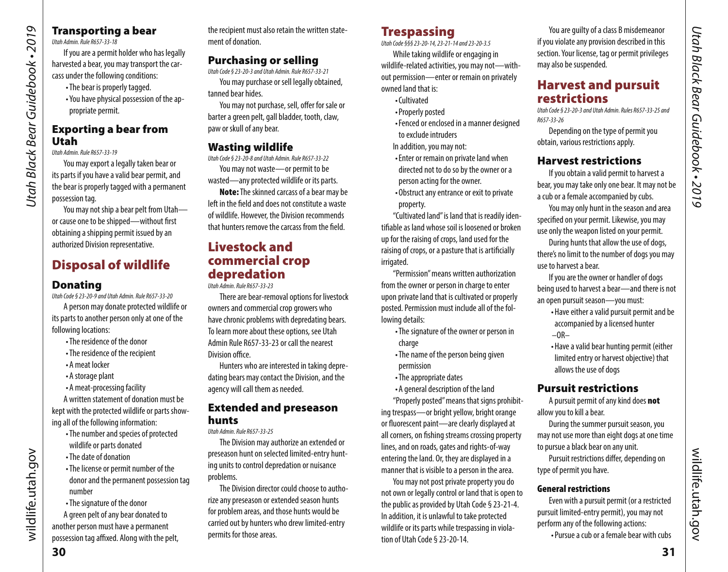### Transporting a bear

*Utah Admin. Rule R657-33-18*

If you are a permit holder who has legally harvested a bear, you may transport the carcass under the following conditions:

- The bear is properly tagged.
- You have physical possession of the appropriate permit.

### Exporting a bear from Utah

*Utah Admin. Rule R657-33-19*

You may export a legally taken bear or its parts if you have a valid bear permit, and the bear is properly tagged with a permanent possession tag.

You may not ship a bear pelt from Utah—or cause one to be shipped—without first obtaining a shipping permit issued by an authorized Division representative.

## Disposal of wildlife

### Donating

*Utah Code § 23-20-9 and Utah Admin. Rule R657-33-20*

A person may donate protected wildlife or its parts to another person only at one of the following locations:

- The residence of the donor
- The residence of the recipient
- A meat locker
- A storage plant
- A meat-processing facility

A written statement of donation must be kept with the protected wildlife or parts showing all of the following information:

- The number and species of protected wildlife or parts donated
- The date of donation
- The license or permit number of the donor and the permanent possession tag number
- The signature of the donor

A green pelt of any bear donated to another person must have a permanent possession tag affixed. Along with the pelt, the recipient must also retain the written statement of donation.

### Purchasing or selling

*Utah Code § 23-20-3 and Utah Admin. Rule R657-33-21*

You may purchase or sell legally obtained, tanned bear hides.

You may not purchase, sell, offer for sale or barter a green pelt, gall bladder, tooth, claw, paw or skull of any bear.

### Wasting wildlife

*Utah Code § 23-20-8 and Utah Admin. Rule R657-33-22*

You may not waste—or permit to be wasted—any protected wildlife or its parts.

**Note:** The skinned carcass of a bear may be left in the field and does not constitute a waste of wildlife. However, the Division recommends that hunters remove the carcass from the field.

## Livestock and commercial crop depredation

*Utah Admin. Rule R657-33-23*

There are bear-removal options for livestock owners and commercial crop growers who have chronic problems with depredating bears. To learn more about these options, see Utah Admin Rule R657-33-23 or call the nearest Division office.

Hunters who are interested in taking depredating bears may contact the Division, and the agency will call them as needed.

### Extended and preseason hunts

*Utah Admin. Rule R657-33-25*

The Division may authorize an extended or preseason hunt on selected limited-entry hunting units to control depredation or nuisance problems.

The Division director could choose to authorize any preseason or extended season hunts for problem areas, and those hunts would be carried out by hunters who drew limited-entry permits for those areas.

## Trespassing

*Utah Code §§§ 23-20-14, 23-21-14 and 23-20-3.5*

While taking wildlife or engaging in wildlife-related activities, you may not—without permission—enter or remain on privately owned land that is:

- Cultivated
- Properly posted
- Fenced or enclosed in a manner designed to exclude intruders

In addition, you may not:

- Enter or remain on private land when directed not to do so by the owner or a person acting for the owner.
- Obstruct any entrance or exit to private property.

"Cultivated land" is land that is readily identifiable as land whose soil is loosened or broken up for the raising of crops, land used for the raising of crops, or a pasture that is artificially irrigated.

"Permission" means written authorization from the owner or person in charge to enter upon private land that is cultivated or properly posted. Permission must include all of the following details:

- The signature of the owner or person in charge
- The name of the person being given permission
- The appropriate dates
- A general description of the land

"Properly posted" means that signs prohibiting trespass—or bright yellow, bright orange or fluorescent paint—are clearly displayed at all corners, on fishing streams crossing property lines, and on roads, gates and rights-of-way entering the land. Or, they are displayed in a manner that is visible to a person in the area.

You may not post private property you do not own or legally control or land that is open to the public as provided by Utah Code § 23-21-4. In addition, it is unlawful to take protected wildlife or its parts while trespassing in violation of Utah Code § 23-20-14.

You are guilty of a class B misdemeanor if you violate any provision described in this section. Your license, tag or permit privileges may also be suspended.

## Harvest and pursuit restrictions

*Utah Code § 23-20-3 and Utah Admin. Rules R657-33-25 and R657-33-26*

Depending on the type of permit you obtain, various restrictions apply.

### Harvest restrictions

If you obtain a valid permit to harvest a bear, you may take only one bear. It may not be a cub or a female accompanied by cubs.

You may only hunt in the season and area specified on your permit. Likewise, you may use only the weapon listed on your permit.

During hunts that allow the use of dogs, there's no limit to the number of dogs you may use to harvest a bear.

If you are the owner or handler of dogs being used to harvest a bear—and there is not an open pursuit season—you must:

- Have either a valid pursuit permit and be accompanied by a licensed hunter

–OR–

- Have a valid bear hunting permit (either limited entry or harvest objective) that allows the use of dogs

### Pursuit restrictions

A pursuit permit of any kind does **not** allow you to kill a bear.

During the summer pursuit season, you may not use more than eight dogs at one time to pursue a black bear on any unit.

Pursuit restrictions differ, depending on type of permit you have.

#### General restrictions

Even with a pursuit permit (or a restricted pursuit limited-entry permit), you may not perform any of the following actions:

- Pursue a cub or a female bear with cubs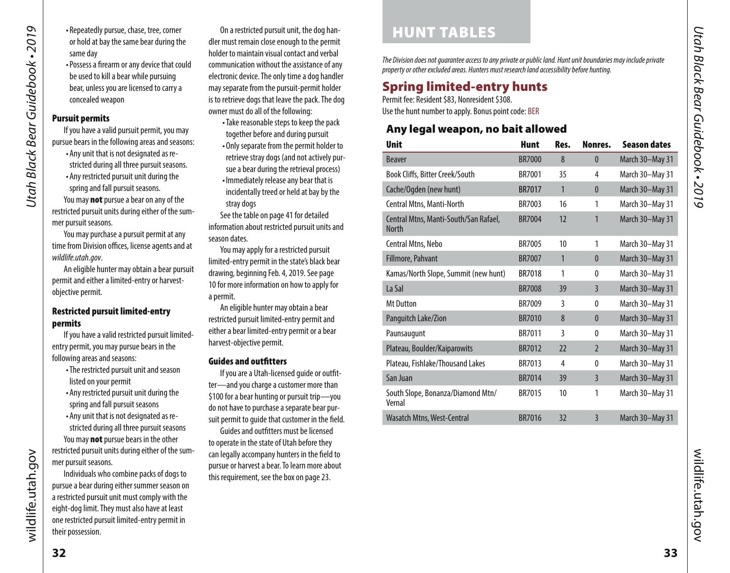- Repeatedly pursue, chase, tree, corner or hold at bay the same bear during the same day
- Possess a firearm or any device that could be used to kill a bear while pursuing bear, unless you are licensed to carry a concealed weapon

### Pursuit permits

If you have a valid pursuit permit, you may pursue bears in the following areas and seasons:

- Any unit that is not designated as restricted during all three pursuit seasons.
- Any restricted pursuit unit during the spring and fall pursuit seasons.

You may **not** pursue a bear on any of the restricted pursuit units during either of the summer pursuit seasons.

You may purchase a pursuit permit at any time from Division offices, license agents and at *wildlife.utah.gov*.

An eligible hunter may obtain a bear pursuit permit and either a limited-entry or harvest-objective permit.

### Restricted pursuit limited-entry permits

If you have a valid restricted pursuit limited-entry permit, you may pursue bears in the following areas and seasons:

- The restricted pursuit unit and season listed on your permit
- Any restricted pursuit unit during the spring and fall pursuit seasons
- Any unit that is not designated as restricted during all three pursuit seasons

You may **not** pursue bears in the other restricted pursuit units during either of the summer pursuit seasons.

Individuals who combine packs of dogs to pursue a bear during either summer season on a restricted pursuit unit must comply with the eight-dog limit. They must also have at least one restricted pursuit limited-entry permit in their possession.

On a restricted pursuit unit, the dog handler must remain close enough to the permit holder to maintain visual contact and verbal communication without the assistance of any electronic device. The only time a dog handler may separate from the pursuit-permit holder is to retrieve dogs that leave the pack. The dog owner must do all of the following:

- Take reasonable steps to keep the pack together before and during pursuit
- Only separate from the permit holder to retrieve stray dogs (and not actively pursue a bear during the retrieval process)
- Immediately release any bear that is incidentally treed or held at bay by the stray dogs

See the table on page 41 for detailed information about restricted pursuit units and season dates.

You may apply for a restricted pursuit limited-entry permit in the state's black bear drawing, beginning Feb. 4, 2019. See page 10 for more information on how to apply for a permit.

An eligible hunter may obtain a bear restricted pursuit limited-entry permit and either a bear limited-entry permit or a bear harvest-objective permit.

### Guides and outfitters

If you are a Utah-licensed guide or outfitter—and you charge a customer more than $100 for a bear hunting or pursuit trip—you do not have to purchase a separate bear pursuit permit to guide that customer in the field.

Guides and outfitters must be licensed to operate in the state of Utah before they can legally accompany hunters in the field to pursue or harvest a bear. To learn more about this requirement, see the box on page 23.

# HUNT TABLES

*The Division does not guarantee access to any private or public land. Hunt unit boundaries may include private property or other excluded areas. Hunters must research land accessibility before hunting.*

## Spring limited-entry hunts

Permit fee: Resident $83, Nonresident $308.
Use the hunt number to apply. Bonus point code: BER

### Any legal weapon, no bait allowed

| Unit | Hunt | Res. | Nonres. | Season dates |
|---|---|---|---|---|
| Beaver | BR7000 | 8 | 0 | March 30–May 31 |
| Book Cliffs, Bitter Creek/South | BR7001 | 35 | 4 | March 30–May 31 |
| Cache/Ogden (new hunt) | BR7017 | 1 | 0 | March 30–May 31 |
| Central Mtns, Manti-North | BR7003 | 16 | 1 | March 30–May 31 |
| Central Mtns, Manti-South/San Rafael, North | BR7004 | 12 | 1 | March 30–May 31 |
| Central Mtns, Nebo | BR7005 | 10 | 1 | March 30–May 31 |
| Fillmore, Pahvant | BR7007 | 1 | 0 | March 30–May 31 |
| Kamas/North Slope, Summit (new hunt) | BR7018 | 1 | 0 | March 30–May 31 |
| La Sal | BR7008 | 39 | 3 | March 30–May 31 |
| Mt Dutton | BR7009 | 3 | 0 | March 30–May 31 |
| Panguitch Lake/Zion | BR7010 | 8 | 0 | March 30–May 31 |
| Paunsaugunt | BR7011 | 3 | 0 | March 30–May 31 |
| Plateau, Boulder/Kaiparowits | BR7012 | 22 | 2 | March 30–May 31 |
| Plateau, Fishlake/Thousand Lakes | BR7013 | 4 | 0 | March 30–May 31 |
| San Juan | BR7014 | 39 | 3 | March 30–May 31 |
| South Slope, Bonanza/Diamond Mtn/Vernal | BR7015 | 10 | 1 | March 30–May 31 |
| Wasatch Mtns, West-Central | BR7016 | 32 | 3 | March 30–May 31 |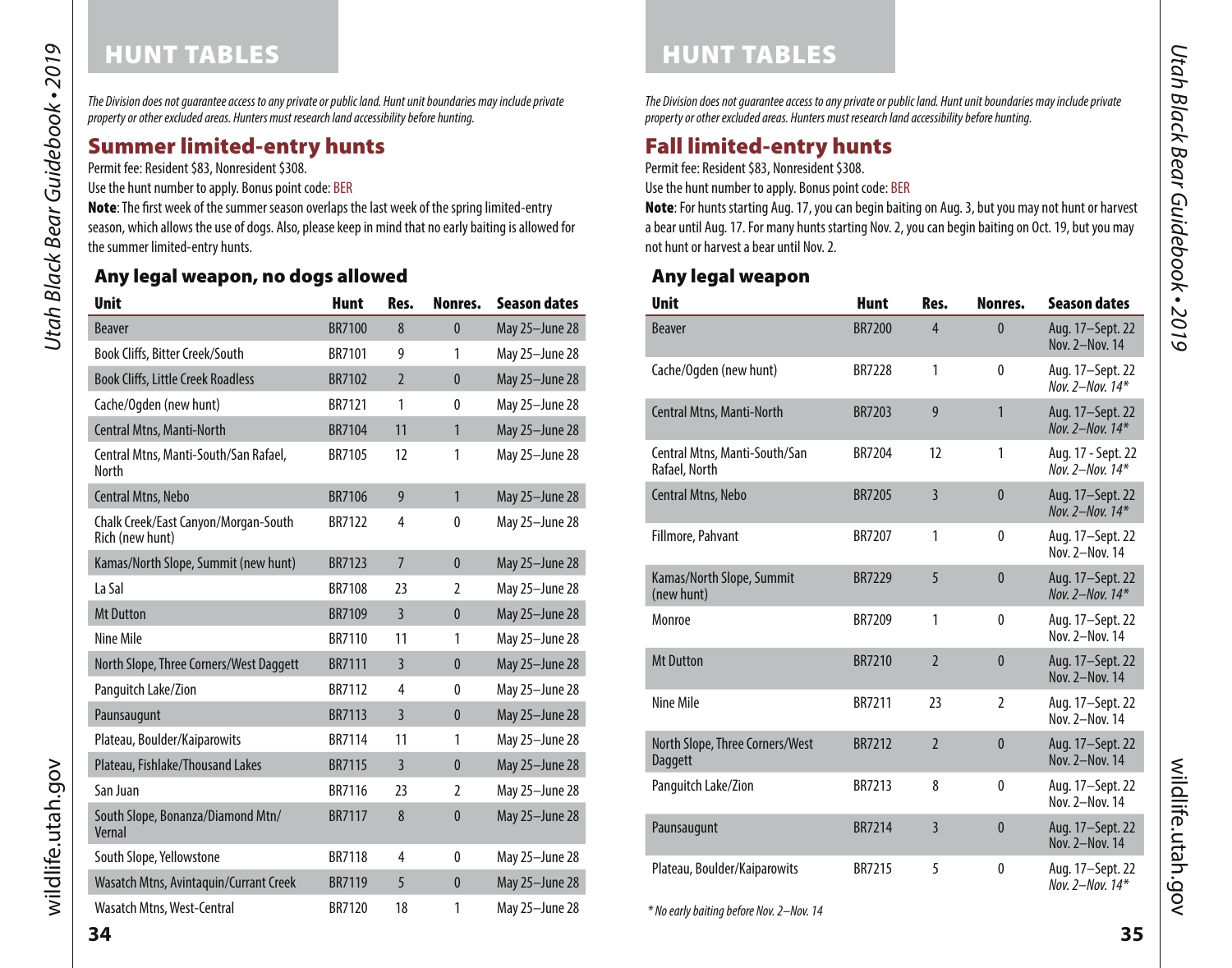# HUNT TABLES

*The Division does not guarantee access to any private or public land. Hunt unit boundaries may include private property or other excluded areas. Hunters must research land accessibility before hunting.*

## Summer limited-entry hunts

Permit fee: Resident $83, Nonresident $308.

Use the hunt number to apply. Bonus point code: BER

**Note**: The first week of the summer season overlaps the last week of the spring limited-entry season, which allows the use of dogs. Also, please keep in mind that no early baiting is allowed for the summer limited-entry hunts.

### Any legal weapon, no dogs allowed

| Unit | Hunt | Res. | Nonres. | Season dates |
|---|---|---|---|---|
| Beaver | BR7100 | 8 | 0 | May 25–June 28 |
| Book Cliffs, Bitter Creek/South | BR7101 | 9 | 1 | May 25–June 28 |
| Book Cliffs, Little Creek Roadless | BR7102 | 2 | 0 | May 25–June 28 |
| Cache/Ogden (new hunt) | BR7121 | 1 | 0 | May 25–June 28 |
| Central Mtns, Manti-North | BR7104 | 11 | 1 | May 25–June 28 |
| Central Mtns, Manti-South/San Rafael, North | BR7105 | 12 | 1 | May 25–June 28 |
| Central Mtns, Nebo | BR7106 | 9 | 1 | May 25–June 28 |
| Chalk Creek/East Canyon/Morgan-South Rich (new hunt) | BR7122 | 4 | 0 | May 25–June 28 |
| Kamas/North Slope, Summit (new hunt) | BR7123 | 7 | 0 | May 25–June 28 |
| La Sal | BR7108 | 23 | 2 | May 25–June 28 |
| Mt Dutton | BR7109 | 3 | 0 | May 25–June 28 |
| Nine Mile | BR7110 | 11 | 1 | May 25–June 28 |
| North Slope, Three Corners/West Daggett | BR7111 | 3 | 0 | May 25–June 28 |
| Panguitch Lake/Zion | BR7112 | 4 | 0 | May 25–June 28 |
| Paunsaugunt | BR7113 | 3 | 0 | May 25–June 28 |
| Plateau, Boulder/Kaiparowits | BR7114 | 11 | 1 | May 25–June 28 |
| Plateau, Fishlake/Thousand Lakes | BR7115 | 3 | 0 | May 25–June 28 |
| San Juan | BR7116 | 23 | 2 | May 25–June 28 |
| South Slope, Bonanza/Diamond Mtn/Vernal | BR7117 | 8 | 0 | May 25–June 28 |
| South Slope, Yellowstone | BR7118 | 4 | 0 | May 25–June 28 |
| Wasatch Mtns, Avintaquin/Currant Creek | BR7119 | 5 | 0 | May 25–June 28 |
| Wasatch Mtns, West-Central | BR7120 | 18 | 1 | May 25–June 28 |

# HUNT TABLES

*The Division does not guarantee access to any private or public land. Hunt unit boundaries may include private property or other excluded areas. Hunters must research land accessibility before hunting.*

## Fall limited-entry hunts

Permit fee: Resident $83, Nonresident $308.

Use the hunt number to apply. Bonus point code: BER

**Note**: For hunts starting Aug. 17, you can begin baiting on Aug. 3, but you may not hunt or harvest a bear until Aug. 17. For many hunts starting Nov. 2, you can begin baiting on Oct. 19, but you may not hunt or harvest a bear until Nov. 2.

### Any legal weapon

| Unit | Hunt | Res. | Nonres. | Season dates |
|---|---|---|---|---|
| Beaver | BR7200 | 4 | 0 | Aug. 17–Sept. 22<br>Nov. 2–Nov. 14 |
| Cache/Ogden (new hunt) | BR7228 | 1 | 0 | Aug. 17–Sept. 22<br>*Nov. 2–Nov. 14** |
| Central Mtns, Manti-North | BR7203 | 9 | 1 | Aug. 17–Sept. 22<br>*Nov. 2–Nov. 14** |
| Central Mtns, Manti-South/San Rafael, North | BR7204 | 12 | 1 | Aug. 17 - Sept. 22<br>*Nov. 2–Nov. 14** |
| Central Mtns, Nebo | BR7205 | 3 | 0 | Aug. 17–Sept. 22<br>*Nov. 2–Nov. 14** |
| Fillmore, Pahvant | BR7207 | 1 | 0 | Aug. 17–Sept. 22<br>Nov. 2–Nov. 14 |
| Kamas/North Slope, Summit (new hunt) | BR7229 | 5 | 0 | Aug. 17–Sept. 22<br>*Nov. 2–Nov. 14** |
| Monroe | BR7209 | 1 | 0 | Aug. 17–Sept. 22<br>Nov. 2–Nov. 14 |
| Mt Dutton | BR7210 | 2 | 0 | Aug. 17–Sept. 22<br>Nov. 2–Nov. 14 |
| Nine Mile | BR7211 | 23 | 2 | Aug. 17–Sept. 22<br>Nov. 2–Nov. 14 |
| North Slope, Three Corners/West Daggett | BR7212 | 2 | 0 | Aug. 17–Sept. 22<br>Nov. 2–Nov. 14 |
| Panguitch Lake/Zion | BR7213 | 8 | 0 | Aug. 17–Sept. 22<br>Nov. 2–Nov. 14 |
| Paunsaugunt | BR7214 | 3 | 0 | Aug. 17–Sept. 22<br>Nov. 2–Nov. 14 |
| Plateau, Boulder/Kaiparowits | BR7215 | 5 | 0 | Aug. 17–Sept. 22<br>*Nov. 2–Nov. 14** |

*\* No early baiting before Nov. 2–Nov. 14*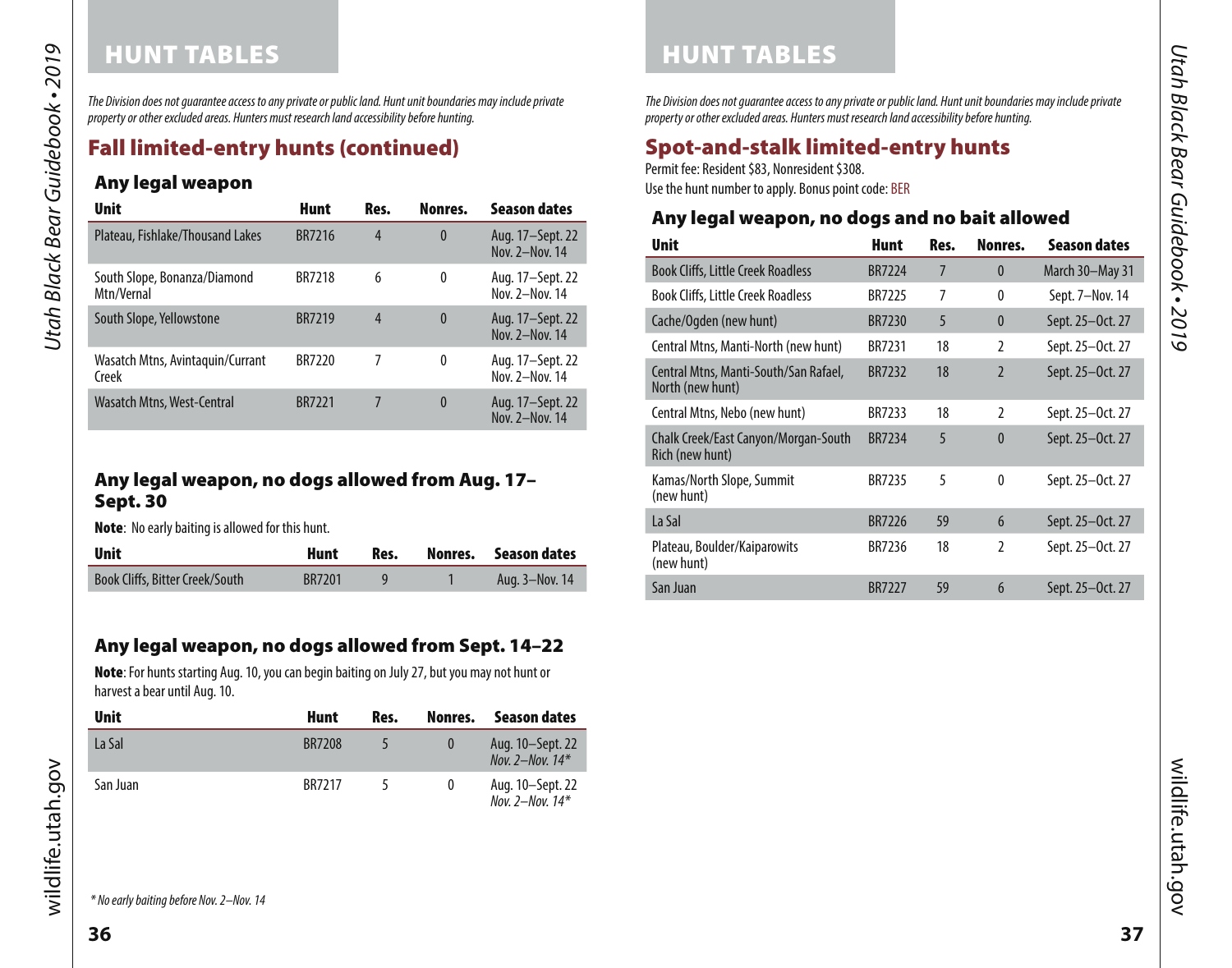# HUNT TABLES

*The Division does not guarantee access to any private or public land. Hunt unit boundaries may include private property or other excluded areas. Hunters must research land accessibility before hunting.*

## Fall limited-entry hunts (continued)

### Any legal weapon

| Unit | Hunt | Res. | Nonres. | Season dates |
|---|---|---|---|---|
| Plateau, Fishlake/Thousand Lakes | BR7216 | 4 | 0 | Aug. 17–Sept. 22<br>Nov. 2–Nov. 14 |
| South Slope, Bonanza/Diamond Mtn/Vernal | BR7218 | 6 | 0 | Aug. 17–Sept. 22<br>Nov. 2–Nov. 14 |
| South Slope, Yellowstone | BR7219 | 4 | 0 | Aug. 17–Sept. 22<br>Nov. 2–Nov. 14 |
| Wasatch Mtns, Avintaquin/Currant Creek | BR7220 | 7 | 0 | Aug. 17–Sept. 22<br>Nov. 2–Nov. 14 |
| Wasatch Mtns, West-Central | BR7221 | 7 | 0 | Aug. 17–Sept. 22<br>Nov. 2–Nov. 14 |

### Any legal weapon, no dogs allowed from Aug. 17–Sept. 30

**Note**: No early baiting is allowed for this hunt.

| Unit | Hunt | Res. | Nonres. | Season dates |
|---|---|---|---|---|
| Book Cliffs, Bitter Creek/South | BR7201 | 9 | 1 | Aug. 3–Nov. 14 |

### Any legal weapon, no dogs allowed from Sept. 14–22

**Note**: For hunts starting Aug. 10, you can begin baiting on July 27, but you may not hunt or harvest a bear until Aug. 10.

| Unit | Hunt | Res. | Nonres. | Season dates |
|---|---|---|---|---|
| La Sal | BR7208 | 5 | 0 | Aug. 10–Sept. 22<br>*Nov. 2–Nov. 14** |
| San Juan | BR7217 | 5 | 0 | Aug. 10–Sept. 22<br>*Nov. 2–Nov. 14** |

*\* No early baiting before Nov. 2–Nov. 14*

# HUNT TABLES

*The Division does not guarantee access to any private or public land. Hunt unit boundaries may include private property or other excluded areas. Hunters must research land accessibility before hunting.*

## Spot-and-stalk limited-entry hunts

Permit fee: Resident $83, Nonresident $308.
Use the hunt number to apply. Bonus point code: BER

### Any legal weapon, no dogs and no bait allowed

| Unit | Hunt | Res. | Nonres. | Season dates |
|---|---|---|---|---|
| Book Cliffs, Little Creek Roadless | BR7224 | 7 | 0 | March 30–May 31 |
| Book Cliffs, Little Creek Roadless | BR7225 | 7 | 0 | Sept. 7–Nov. 14 |
| Cache/Ogden (new hunt) | BR7230 | 5 | 0 | Sept. 25–Oct. 27 |
| Central Mtns, Manti-North (new hunt) | BR7231 | 18 | 2 | Sept. 25–Oct. 27 |
| Central Mtns, Manti-South/San Rafael, North (new hunt) | BR7232 | 18 | 2 | Sept. 25–Oct. 27 |
| Central Mtns, Nebo (new hunt) | BR7233 | 18 | 2 | Sept. 25–Oct. 27 |
| Chalk Creek/East Canyon/Morgan-South Rich (new hunt) | BR7234 | 5 | 0 | Sept. 25–Oct. 27 |
| Kamas/North Slope, Summit (new hunt) | BR7235 | 5 | 0 | Sept. 25–Oct. 27 |
| La Sal | BR7226 | 59 | 6 | Sept. 25–Oct. 27 |
| Plateau, Boulder/Kaiparowits (new hunt) | BR7236 | 18 | 2 | Sept. 25–Oct. 27 |
| San Juan | BR7227 | 59 | 6 | Sept. 25–Oct. 27 |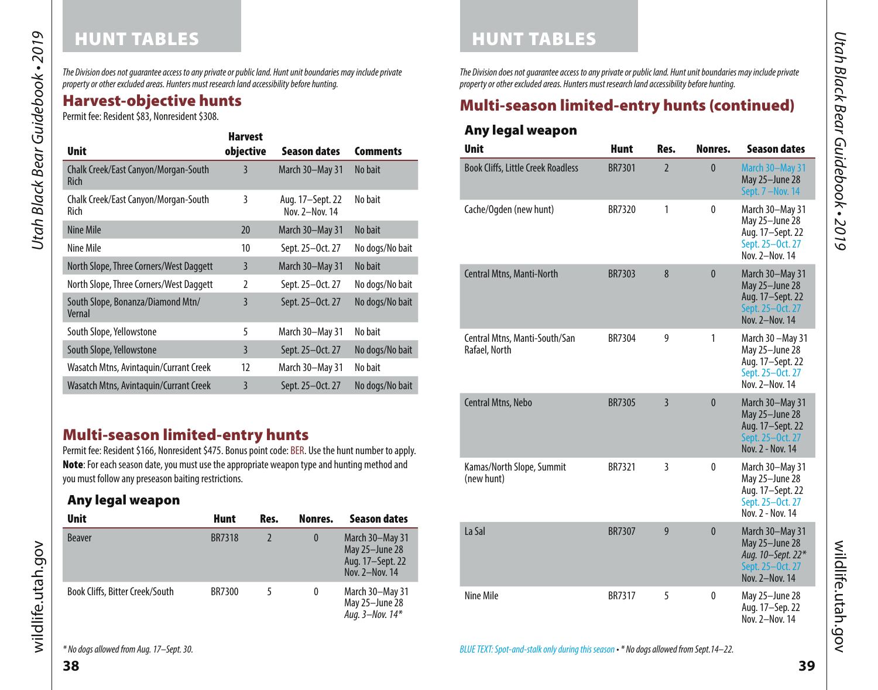# HUNT TABLES

*The Division does not guarantee access to any private or public land. Hunt unit boundaries may include private property or other excluded areas. Hunters must research land accessibility before hunting.*

## Harvest-objective hunts

Permit fee: Resident $83, Nonresident $308.

| Unit | Harvest objective | Season dates | Comments |
|---|---|---|---|
| Chalk Creek/East Canyon/Morgan-South Rich | 3 | March 30–May 31 | No bait |
| Chalk Creek/East Canyon/Morgan-South Rich | 3 | Aug. 17–Sept. 22<br>Nov. 2–Nov. 14 | No bait |
| Nine Mile | 20 | March 30–May 31 | No bait |
| Nine Mile | 10 | Sept. 25–Oct. 27 | No dogs/No bait |
| North Slope, Three Corners/West Daggett | 3 | March 30–May 31 | No bait |
| North Slope, Three Corners/West Daggett | 2 | Sept. 25–Oct. 27 | No dogs/No bait |
| South Slope, Bonanza/Diamond Mtn/Vernal | 3 | Sept. 25–Oct. 27 | No dogs/No bait |
| South Slope, Yellowstone | 5 | March 30–May 31 | No bait |
| South Slope, Yellowstone | 3 | Sept. 25–Oct. 27 | No dogs/No bait |
| Wasatch Mtns, Avintaquin/Currant Creek | 12 | March 30–May 31 | No bait |
| Wasatch Mtns, Avintaquin/Currant Creek | 3 | Sept. 25–Oct. 27 | No dogs/No bait |

## Multi-season limited-entry hunts

Permit fee: Resident $166, Nonresident $475. Bonus point code: BER. Use the hunt number to apply. **Note**: For each season date, you must use the appropriate weapon type and hunting method and you must follow any preseason baiting restrictions.

### Any legal weapon

| Unit | Hunt | Res. | Nonres. | Season dates |
|---|---|---|---|---|
| Beaver | BR7318 | 2 | 0 | March 30–May 31<br>May 25–June 28<br>Aug. 17–Sept. 22<br>Nov. 2–Nov. 14 |
| Book Cliffs, Bitter Creek/South | BR7300 | 5 | 0 | March 30–May 31<br>May 25–June 28<br>*Aug. 3–Nov. 14** |

** No dogs allowed from Aug. 17–Sept. 30.*

## Multi-season limited-entry hunts (continued)

### Any legal weapon

| Unit | Hunt | Res. | Nonres. | Season dates |
|---|---|---|---|---|
| Book Cliffs, Little Creek Roadless | BR7301 | 2 | 0 | March 30–May 31<br>May 25–June 28<br>Sept. 7 –Nov. 14 |
| Cache/Ogden (new hunt) | BR7320 | 1 | 0 | March 30–May 31<br>May 25–June 28<br>Aug. 17–Sept. 22<br>Sept. 25–Oct. 27<br>Nov. 2–Nov. 14 |
| Central Mtns, Manti-North | BR7303 | 8 | 0 | March 30–May 31<br>May 25–June 28<br>Aug. 17–Sept. 22<br>Sept. 25–Oct. 27<br>Nov. 2–Nov. 14 |
| Central Mtns, Manti-South/San Rafael, North | BR7304 | 9 | 1 | March 30 –May 31<br>May 25–June 28<br>Aug. 17–Sept. 22<br>Sept. 25–Oct. 27<br>Nov. 2–Nov. 14 |
| Central Mtns, Nebo | BR7305 | 3 | 0 | March 30–May 31<br>May 25–June 28<br>Aug. 17–Sept. 22<br>Sept. 25–Oct. 27<br>Nov. 2 - Nov. 14 |
| Kamas/North Slope, Summit (new hunt) | BR7321 | 3 | 0 | March 30–May 31<br>May 25–June 28<br>Aug. 17–Sept. 22<br>Sept. 25–Oct. 27<br>Nov. 2 - Nov. 14 |
| La Sal | BR7307 | 9 | 0 | March 30–May 31<br>May 25–June 28<br>*Aug. 10–Sept. 22**<br>Sept. 25–Oct. 27<br>Nov. 2–Nov. 14 |
| Nine Mile | BR7317 | 5 | 0 | May 25–June 28<br>Aug. 17–Sep. 22<br>Nov. 2–Nov. 14 |

*BLUE TEXT: Spot-and-stalk only during this season • * No dogs allowed from Sept.14–22.*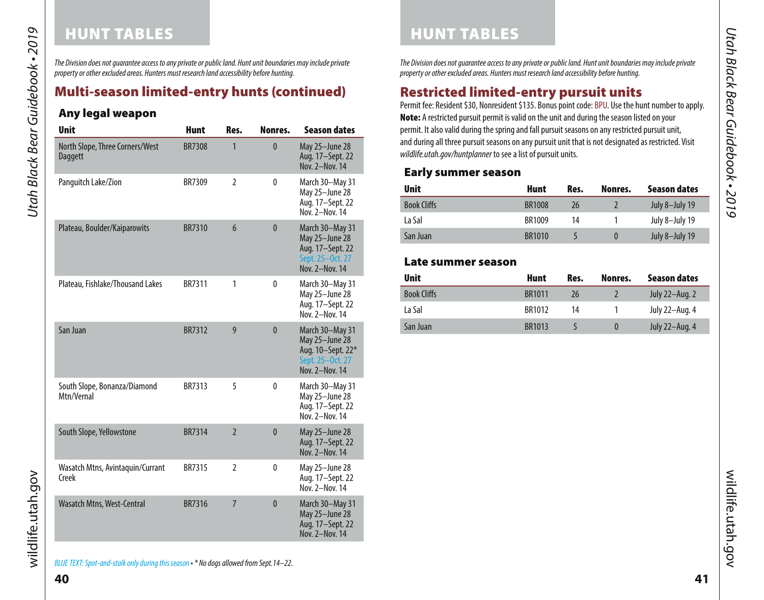# HUNT TABLES

*The Division does not guarantee access to any private or public land. Hunt unit boundaries may include private property or other excluded areas. Hunters must research land accessibility before hunting.*

## Multi-season limited-entry hunts (continued)

### Any legal weapon

| Unit | Hunt | Res. | Nonres. | Season dates |
|---|---|---|---|---|
| North Slope, Three Corners/West Daggett | BR7308 | 1 | 0 | May 25–June 28<br>Aug. 17–Sept. 22<br>Nov. 2–Nov. 14 |
| Panguitch Lake/Zion | BR7309 | 2 | 0 | March 30–May 31<br>May 25–June 28<br>Aug. 17–Sept. 22<br>Nov. 2–Nov. 14 |
| Plateau, Boulder/Kaiparowits | BR7310 | 6 | 0 | March 30–May 31<br>May 25–June 28<br>Aug. 17–Sept. 22<br>Sept. 25–Oct. 27<br>Nov. 2–Nov. 14 |
| Plateau, Fishlake/Thousand Lakes | BR7311 | 1 | 0 | March 30–May 31<br>May 25–June 28<br>Aug. 17–Sept. 22<br>Nov. 2–Nov. 14 |
| San Juan | BR7312 | 9 | 0 | March 30–May 31<br>May 25–June 28<br>Aug. 10–Sept. 22*<br>Sept. 25–Oct. 27<br>Nov. 2–Nov. 14 |
| South Slope, Bonanza/Diamond Mtn/Vernal | BR7313 | 5 | 0 | March 30–May 31<br>May 25–June 28<br>Aug. 17–Sept. 22<br>Nov. 2–Nov. 14 |
| South Slope, Yellowstone | BR7314 | 2 | 0 | May 25–June 28<br>Aug. 17–Sept. 22<br>Nov. 2–Nov. 14 |
| Wasatch Mtns, Avintaquin/Currant Creek | BR7315 | 2 | 0 | May 25–June 28<br>Aug. 17–Sept. 22<br>Nov. 2–Nov. 14 |
| Wasatch Mtns, West-Central | BR7316 | 7 | 0 | March 30–May 31<br>May 25–June 28<br>Aug. 17–Sept. 22<br>Nov. 2–Nov. 14 |

*BLUE TEXT: Spot-and-stalk only during this season • * No dogs allowed from Sept.14–22.*

# HUNT TABLES

*The Division does not guarantee access to any private or public land. Hunt unit boundaries may include private property or other excluded areas. Hunters must research land accessibility before hunting.*

## Restricted limited-entry pursuit units

Permit fee: Resident $30, Nonresident $135. Bonus point code: BPU. Use the hunt number to apply.

**Note:** A restricted pursuit permit is valid on the unit and during the season listed on your permit. It also valid during the spring and fall pursuit seasons on any restricted pursuit unit, and during all three pursuit seasons on any pursuit unit that is not designated as restricted. Visit *wildlife.utah.gov/huntplanner* to see a list of pursuit units.

### Early summer season

| Unit | Hunt | Res. | Nonres. | Season dates |
|---|---|---|---|---|
| Book Cliffs | BR1008 | 26 | 2 | July 8–July 19 |
| La Sal | BR1009 | 14 | 1 | July 8–July 19 |
| San Juan | BR1010 | 5 | 0 | July 8–July 19 |

### Late summer season

| Unit | Hunt | Res. | Nonres. | Season dates |
|---|---|---|---|---|
| Book Cliffs | BR1011 | 26 | 2 | July 22–Aug. 2 |
| La Sal | BR1012 | 14 | 1 | July 22–Aug. 4 |
| San Juan | BR1013 | 5 | 0 | July 22–Aug. 4 |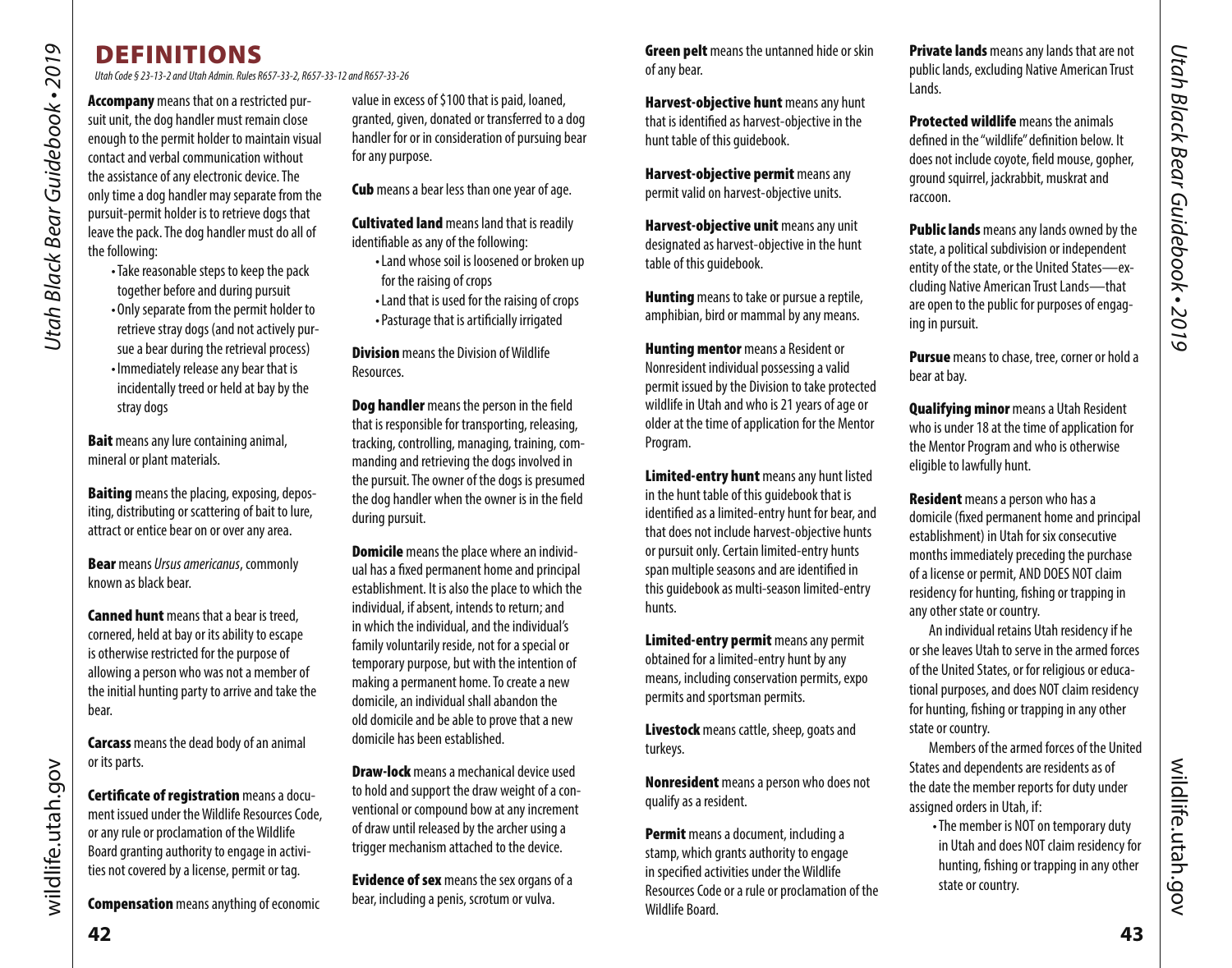# DEFINITIONS

*Utah Code § 23-13-2 and Utah Admin. Rules R657-33-2, R657-33-12 and R657-33-26*

**Accompany** means that on a restricted pursuit unit, the dog handler must remain close enough to the permit holder to maintain visual contact and verbal communication without the assistance of any electronic device. The only time a dog handler may separate from the pursuit-permit holder is to retrieve dogs that leave the pack. The dog handler must do all of the following:

- Take reasonable steps to keep the pack together before and during pursuit
- Only separate from the permit holder to retrieve stray dogs (and not actively pursue a bear during the retrieval process)
- Immediately release any bear that is incidentally treed or held at bay by the stray dogs

**Bait** means any lure containing animal, mineral or plant materials.

**Baiting** means the placing, exposing, depositing, distributing or scattering of bait to lure, attract or entice bear on or over any area.

**Bear** means *Ursus americanus*, commonly known as black bear.

**Canned hunt** means that a bear is treed, cornered, held at bay or its ability to escape is otherwise restricted for the purpose of allowing a person who was not a member of the initial hunting party to arrive and take the bear.

**Carcass** means the dead body of an animal or its parts.

**Certificate of registration** means a document issued under the Wildlife Resources Code, or any rule or proclamation of the Wildlife Board granting authority to engage in activities not covered by a license, permit or tag.

**Compensation** means anything of economic value in excess of $100 that is paid, loaned, granted, given, donated or transferred to a dog handler for or in consideration of pursuing bear for any purpose.

**Cub** means a bear less than one year of age.

**Cultivated land** means land that is readily identifiable as any of the following:

- Land whose soil is loosened or broken up for the raising of crops
- Land that is used for the raising of crops
- Pasturage that is artificially irrigated

**Division** means the Division of Wildlife Resources.

**Dog handler** means the person in the field that is responsible for transporting, releasing, tracking, controlling, managing, training, commanding and retrieving the dogs involved in the pursuit. The owner of the dogs is presumed the dog handler when the owner is in the field during pursuit.

**Domicile** means the place where an individual has a fixed permanent home and principal establishment. It is also the place to which the individual, if absent, intends to return; and in which the individual, and the individual's family voluntarily reside, not for a special or temporary purpose, but with the intention of making a permanent home. To create a new domicile, an individual shall abandon the old domicile and be able to prove that a new domicile has been established.

**Draw-lock** means a mechanical device used to hold and support the draw weight of a conventional or compound bow at any increment of draw until released by the archer using a trigger mechanism attached to the device.

**Evidence of sex** means the sex organs of a bear, including a penis, scrotum or vulva.

**Green pelt** means the untanned hide or skin of any bear.

**Harvest-objective hunt** means any hunt that is identified as harvest-objective in the hunt table of this guidebook.

**Harvest-objective permit** means any permit valid on harvest-objective units.

**Harvest-objective unit** means any unit designated as harvest-objective in the hunt table of this guidebook.

**Hunting** means to take or pursue a reptile, amphibian, bird or mammal by any means.

**Hunting mentor** means a Resident or Nonresident individual possessing a valid permit issued by the Division to take protected wildlife in Utah and who is 21 years of age or older at the time of application for the Mentor Program.

**Limited-entry hunt** means any hunt listed in the hunt table of this guidebook that is identified as a limited-entry hunt for bear, and that does not include harvest-objective hunts or pursuit only. Certain limited-entry hunts span multiple seasons and are identified in this guidebook as multi-season limited-entry hunts.

**Limited-entry permit** means any permit obtained for a limited-entry hunt by any means, including conservation permits, expo permits and sportsman permits.

**Livestock** means cattle, sheep, goats and turkeys.

**Nonresident** means a person who does not qualify as a resident.

**Permit** means a document, including a stamp, which grants authority to engage in specified activities under the Wildlife Resources Code or a rule or proclamation of the Wildlife Board.

**Private lands** means any lands that are not public lands, excluding Native American Trust Lands.

**Protected wildlife** means the animals defined in the "wildlife" definition below. It does not include coyote, field mouse, gopher, ground squirrel, jackrabbit, muskrat and raccoon.

**Public lands** means any lands owned by the state, a political subdivision or independent entity of the state, or the United States—excluding Native American Trust Lands—that are open to the public for purposes of engaging in pursuit.

**Pursue** means to chase, tree, corner or hold a bear at bay.

**Qualifying minor** means a Utah Resident who is under 18 at the time of application for the Mentor Program and who is otherwise eligible to lawfully hunt.

**Resident** means a person who has a domicile (fixed permanent home and principal establishment) in Utah for six consecutive months immediately preceding the purchase of a license or permit, AND DOES NOT claim residency for hunting, fishing or trapping in any other state or country.

An individual retains Utah residency if he or she leaves Utah to serve in the armed forces of the United States, or for religious or educational purposes, and does NOT claim residency for hunting, fishing or trapping in any other state or country.

Members of the armed forces of the United States and dependents are residents as of the date the member reports for duty under assigned orders in Utah, if:

- The member is NOT on temporary duty in Utah and does NOT claim residency for hunting, fishing or trapping in any other state or country.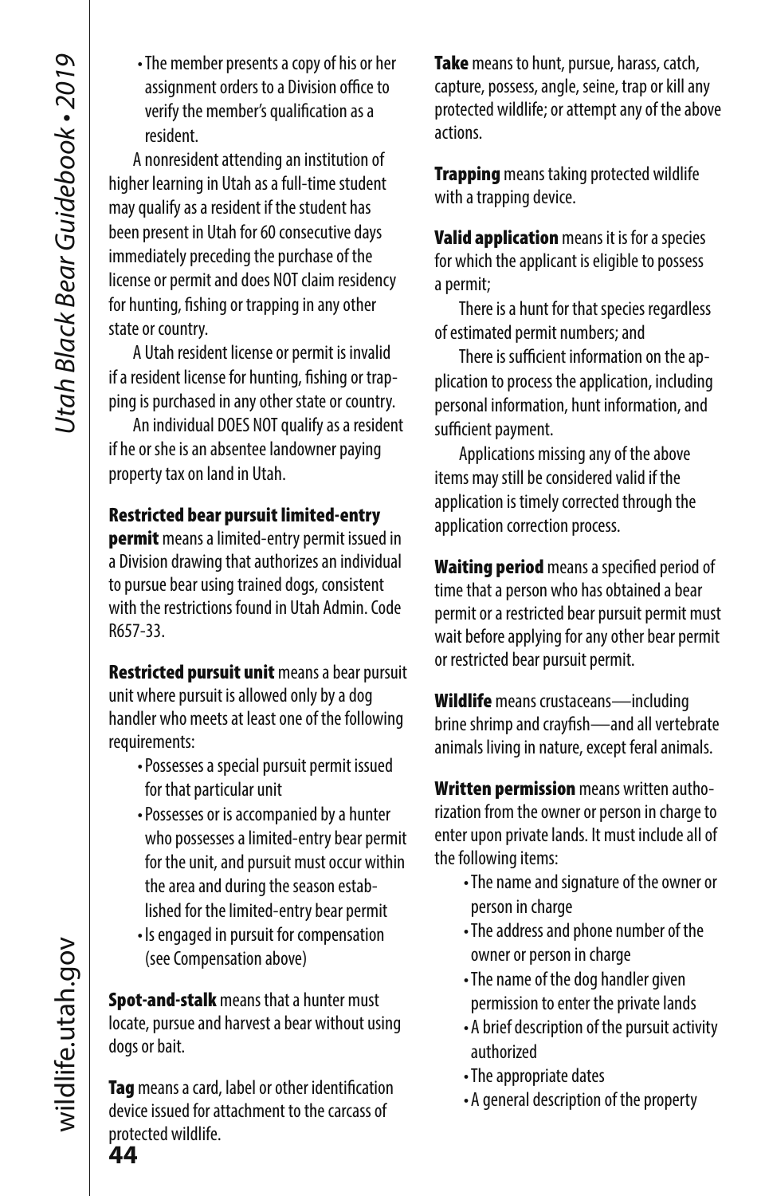- The member presents a copy of his or her assignment orders to a Division office to verify the member's qualification as a resident.

A nonresident attending an institution of higher learning in Utah as a full-time student may qualify as a resident if the student has been present in Utah for 60 consecutive days immediately preceding the purchase of the license or permit and does NOT claim residency for hunting, fishing or trapping in any other state or country.

A Utah resident license or permit is invalid if a resident license for hunting, fishing or trapping is purchased in any other state or country.

An individual DOES NOT qualify as a resident if he or she is an absentee landowner paying property tax on land in Utah.

**Restricted bear pursuit limited-entry permit** means a limited-entry permit issued in a Division drawing that authorizes an individual to pursue bear using trained dogs, consistent with the restrictions found in Utah Admin. Code R657-33.

**Restricted pursuit unit** means a bear pursuit unit where pursuit is allowed only by a dog handler who meets at least one of the following requirements:

- Possesses a special pursuit permit issued for that particular unit
- Possesses or is accompanied by a hunter who possesses a limited-entry bear permit for the unit, and pursuit must occur within the area and during the season established for the limited-entry bear permit
- Is engaged in pursuit for compensation (see Compensation above)

**Spot-and-stalk** means that a hunter must locate, pursue and harvest a bear without using dogs or bait.

**Tag** means a card, label or other identification device issued for attachment to the carcass of protected wildlife.

**Take** means to hunt, pursue, harass, catch, capture, possess, angle, seine, trap or kill any protected wildlife; or attempt any of the above actions.

**Trapping** means taking protected wildlife with a trapping device.

**Valid application** means it is for a species for which the applicant is eligible to possess a permit;

There is a hunt for that species regardless of estimated permit numbers; and

There is sufficient information on the application to process the application, including personal information, hunt information, and sufficient payment.

Applications missing any of the above items may still be considered valid if the application is timely corrected through the application correction process.

**Waiting period** means a specified period of time that a person who has obtained a bear permit or a restricted bear pursuit permit must wait before applying for any other bear permit or restricted bear pursuit permit.

**Wildlife** means crustaceans—including brine shrimp and crayfish—and all vertebrate animals living in nature, except feral animals.

**Written permission** means written authorization from the owner or person in charge to enter upon private lands. It must include all of the following items:

- The name and signature of the owner or person in charge
- The address and phone number of the owner or person in charge
- The name of the dog handler given permission to enter the private lands
- A brief description of the pursuit activity authorized
- The appropriate dates
- A general description of the property